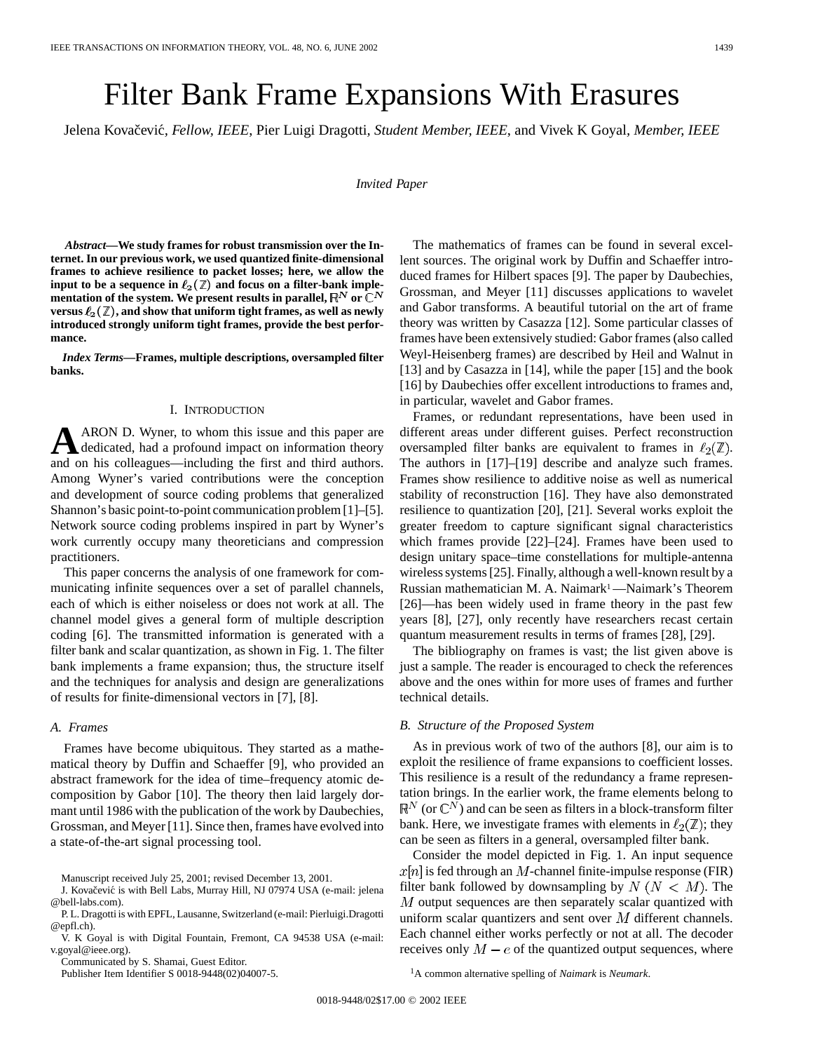# Filter Bank Frame Expansions With Erasures

Jelena Kovačević, *Fellow, IEEE*, Pier Luigi Dragotti, *Student Member, IEEE*, and Vivek K Goyal, *Member, IEEE*

*Invited Paper*

***Abstract*—We study frames for robust transmission over the Internet. In our previous work, we used quantized finite-dimensional frames to achieve resilience to packet losses; here, we allow the input to be a sequence in $\ell_2(\mathbb{Z})$ and focus on a filter-bank implementation of the system. We present results in parallel, $\mathbb{R}^N$ or $\mathbb{C}^N$ versus $\ell_2(\mathbb{Z})$, and show that uniform tight frames, as well as newly introduced strongly uniform tight frames, provide the best performance.**

***Index Terms*—Frames, multiple descriptions, oversampled filter banks.**

## I. Introduction

Aaron D. Wyner, to whom this issue and this paper are dedicated, had a profound impact on information theory and on his colleagues—including the first and third authors. Among Wyner's varied contributions were the conception and development of source coding problems that generalized Shannon's basic point-to-point communication problem [1]–[5]. Network source coding problems inspired in part by Wyner's work currently occupy many theoreticians and compression practitioners.

This paper concerns the analysis of one framework for communicating infinite sequences over a set of parallel channels, each of which is either noiseless or does not work at all. The channel model gives a general form of multiple description coding [6]. The transmitted information is generated with a filter bank and scalar quantization, as shown in Fig. 1. The filter bank implements a frame expansion; thus, the structure itself and the techniques for analysis and design are generalizations of results for finite-dimensional vectors in [7], [8].

### A. Frames

Frames have become ubiquitous. They started as a mathematical theory by Duffin and Schaeffer [9], who provided an abstract framework for the idea of time–frequency atomic decomposition by Gabor [10]. The theory then laid largely dormant until 1986 with the publication of the work by Daubechies, Grossman, and Meyer [11]. Since then, frames have evolved into a state-of-the-art signal processing tool.

The mathematics of frames can be found in several excellent sources. The original work by Duffin and Schaeffer introduced frames for Hilbert spaces [9]. The paper by Daubechies, Grossman, and Meyer [11] discusses applications to wavelet and Gabor transforms. A beautiful tutorial on the art of frame theory was written by Casazza [12]. Some particular classes of frames have been extensively studied: Gabor frames (also called Weyl-Heisenberg frames) are described by Heil and Walnut in [13] and by Casazza in [14], while the paper [15] and the book [16] by Daubechies offer excellent introductions to frames and, in particular, wavelet and Gabor frames.

Frames, or redundant representations, have been used in different areas under different guises. Perfect reconstruction oversampled filter banks are equivalent to frames in $\ell_2(\mathbb{Z})$. The authors in [17]–[19] describe and analyze such frames. Frames show resilience to additive noise as well as numerical stability of reconstruction [16]. They have also demonstrated resilience to quantization [20], [21]. Several works exploit the greater freedom to capture significant signal characteristics which frames provide [22]–[24]. Frames have been used to design unitary space–time constellations for multiple-antenna wireless systems [25]. Finally, although a well-known result by a Russian mathematician M. A. Naimark[1]—Naimark's Theorem [26]—has been widely used in frame theory in the past few years [8], [27], only recently have researchers recast certain quantum measurement results in terms of frames [28], [29].

The bibliography on frames is vast; the list given above is just a sample. The reader is encouraged to check the references above and the ones within for more uses of frames and further technical details.

### B. Structure of the Proposed System

As in previous work of two of the authors [8], our aim is to exploit the resilience of frame expansions to coefficient losses. This resilience is a result of the redundancy a frame representation brings. In the earlier work, the frame elements belong to $\mathbb{R}^N$ (or $\mathbb{C}^N$) and can be seen as filters in a block-transform filter bank. Here, we investigate frames with elements in $\ell_2(\mathbb{Z})$; they can be seen as filters in a general, oversampled filter bank.

Consider the model depicted in Fig. 1. An input sequence $x[n]$ is fed through an $M$-channel finite-impulse response (FIR) filter bank followed by downsampling by $N$ $(N < M)$. The $M$ output sequences are then separately scalar quantized with uniform scalar quantizers and sent over $M$ different channels. Each channel either works perfectly or not at all. The decoder receives only $M - e$ of the quantized output sequences, where

Manuscript received July 25, 2001; revised December 13, 2001.

J. Kovačević is with Bell Labs, Murray Hill, NJ 07974 USA (e-mail: jelena@bell-labs.com).

P. L. Dragotti is with EPFL, Lausanne, Switzerland (e-mail: Pierluigi.Dragotti@epfl.ch).

V. K Goyal is with Digital Fountain, Fremont, CA 94538 USA (e-mail: v.goyal@ieee.org).

Communicated by S. Shamai, Guest Editor.

Publisher Item Identifier S 0018-9448(02)04007-5.

[1] A common alternative spelling of *Naimark* is *Neumark*.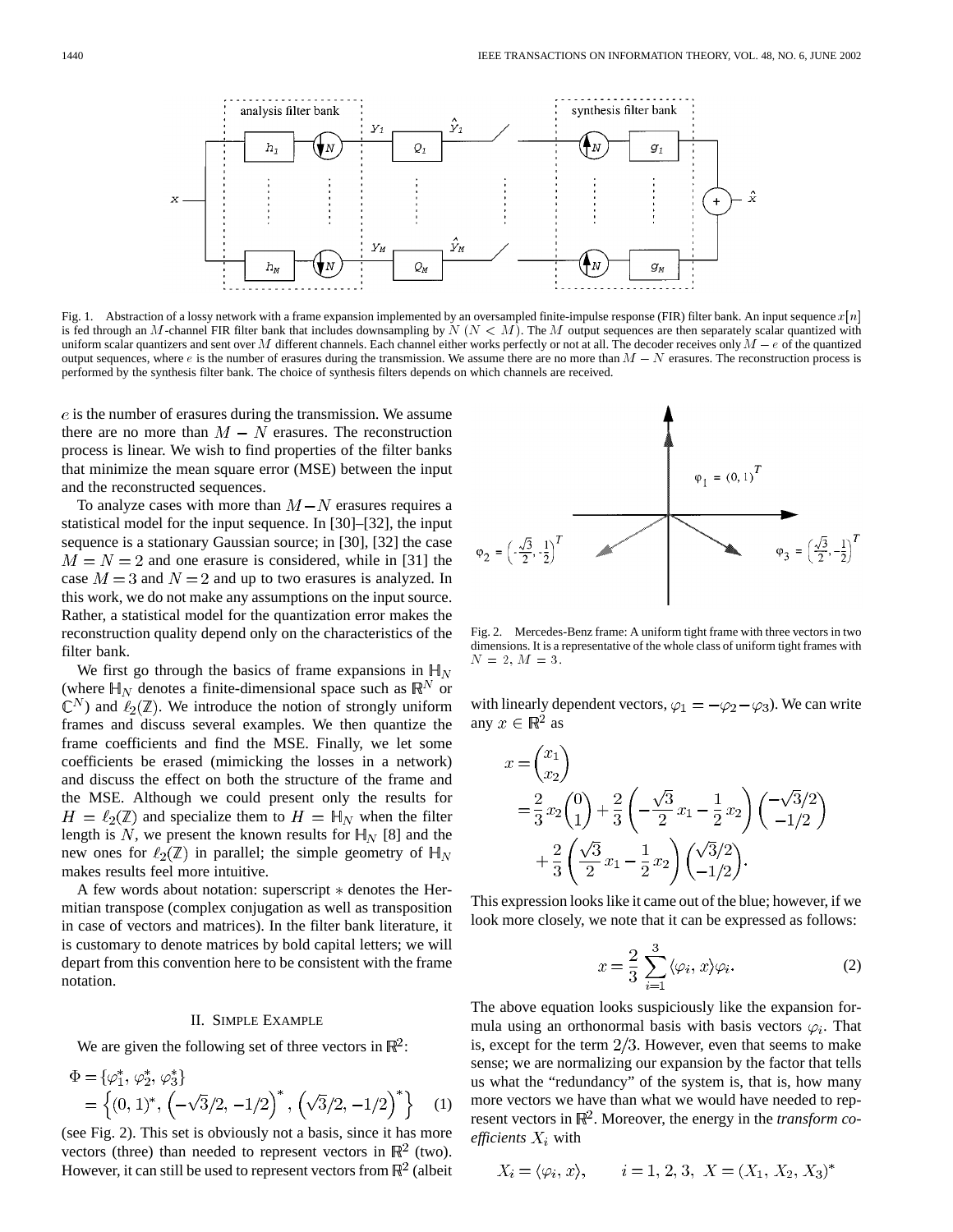Fig. 1. Abstraction of a lossy network with a frame expansion implemented by an oversampled finite-impulse response (FIR) filter bank. An input sequence $x[n]$ is fed through an $M$-channel FIR filter bank that includes downsampling by $N$ $(N < M)$. The $M$ output sequences are then separately scalar quantized with uniform scalar quantizers and sent over $M$ different channels. Each channel either works perfectly or not at all. The decoder receives only $M - e$ of the quantized output sequences, where $e$ is the number of erasures during the transmission. We assume there are no more than $M - N$ erasures. The reconstruction process is performed by the synthesis filter bank. The choice of synthesis filters depends on which channels are received.

$e$ is the number of erasures during the transmission. We assume there are no more than $M - N$ erasures. The reconstruction process is linear. We wish to find properties of the filter banks that minimize the mean square error (MSE) between the input and the reconstructed sequences.

To analyze cases with more than $M - N$ erasures requires a statistical model for the input sequence. In [30]–[32], the input sequence is a stationary Gaussian source; in [30], [32] the case $M = N = 2$ and one erasure is considered, while in [31] the case $M = 3$ and $N = 2$ and up to two erasures is analyzed. In this work, we do not make any assumptions on the input source. Rather, a statistical model for the quantization error makes the reconstruction quality depend only on the characteristics of the filter bank.

We first go through the basics of frame expansions in $\mathbb{H}_N$ (where $\mathbb{H}_N$ denotes a finite-dimensional space such as $\mathbb{R}^N$ or $\mathbb{C}^N$) and $\ell_2(\mathbb{Z})$. We introduce the notion of strongly uniform frames and discuss several examples. We then quantize the frame coefficients and find the MSE. Finally, we let some coefficients be erased (mimicking the losses in a network) and discuss the effect on both the structure of the frame and the MSE. Although we could present only the results for $H = \ell_2(\mathbb{Z})$ and specialize them to $H = \mathbb{H}_N$ when the filter length is $N$, we present the known results for $\mathbb{H}_N$ [8] and the new ones for $\ell_2(\mathbb{Z})$ in parallel; the simple geometry of $\mathbb{H}_N$ makes results feel more intuitive.

A few words about notation: superscript $*$ denotes the Hermitian transpose (complex conjugation as well as transposition in case of vectors and matrices). In the filter bank literature, it is customary to denote matrices by bold capital letters; we will depart from this convention here to be consistent with the frame notation.

## II. Simple Example

We are given the following set of three vectors in $\mathbb{R}^2$:

$$\Phi = \{\varphi_1^*, \varphi_2^*, \varphi_3^*\} = \left\{(0, 1)^*, \left(-\sqrt{3}/2, -1/2\right)^*, \left(\sqrt{3}/2, -1/2\right)^*\right\} \quad (1)$$

(see Fig. 2). This set is obviously not a basis, since it has more vectors (three) than needed to represent vectors in $\mathbb{R}^2$ (two). However, it can still be used to represent vectors from $\mathbb{R}^2$ (albeit with linearly dependent vectors, $\varphi_1 = -\varphi_2 - \varphi_3$). We can write any $x \in \mathbb{R}^2$ as

Fig. 2. Mercedes-Benz frame: A uniform tight frame with three vectors in two dimensions. It is a representative of the whole class of uniform tight frames with $N = 2$, $M = 3$.

$$\begin{aligned} x &= \begin{pmatrix} x_1 \\ x_2 \end{pmatrix} \\ &= \frac{2}{3} x_2 \begin{pmatrix} 0 \\ 1 \end{pmatrix} + \frac{2}{3}\left(-\frac{\sqrt{3}}{2} x_1 - \frac{1}{2} x_2\right)\begin{pmatrix} -\sqrt{3}/2 \\ -1/2 \end{pmatrix} \\ &\quad + \frac{2}{3}\left(\frac{\sqrt{3}}{2} x_1 - \frac{1}{2} x_2\right)\begin{pmatrix} \sqrt{3}/2 \\ -1/2 \end{pmatrix}. \end{aligned}$$

This expression looks like it came out of the blue; however, if we look more closely, we note that it can be expressed as follows:

$$x = \frac{2}{3} \sum_{i=1}^{3} \langle \varphi_i, x \rangle \varphi_i. \quad (2)$$

The above equation looks suspiciously like the expansion formula using an orthonormal basis with basis vectors $\varphi_i$. That is, except for the term $2/3$. However, even that seems to make sense; we are normalizing our expansion by the factor that tells us what the "redundancy" of the system is, that is, how many more vectors we have than what we would have needed to represent vectors in $\mathbb{R}^2$. Moreover, the energy in the *transform coefficients* $X_i$ with

$$X_i = \langle \varphi_i, x \rangle, \qquad i = 1, 2, 3, \ X = (X_1, X_2, X_3)^*$$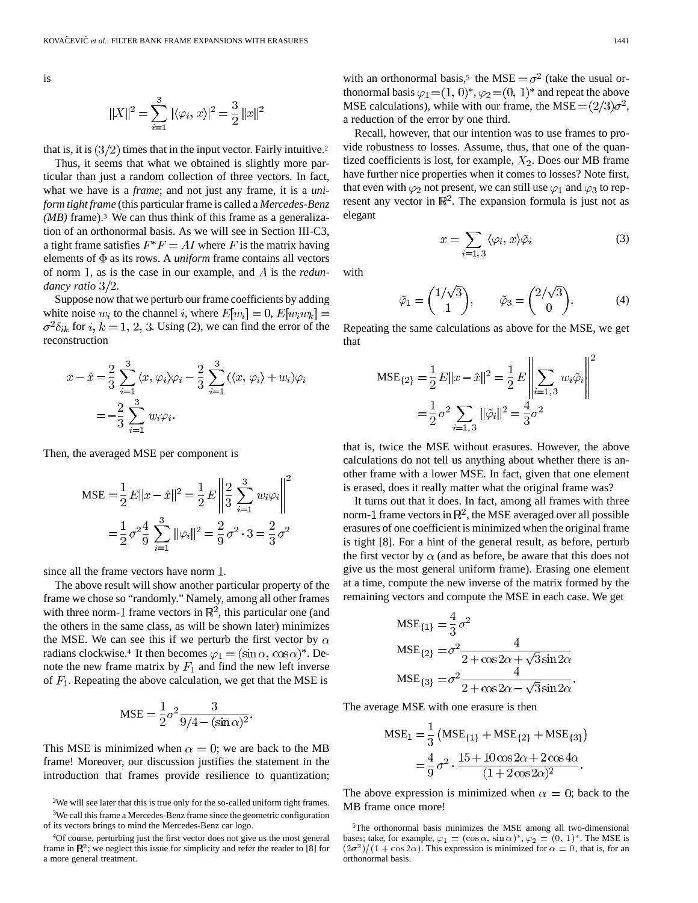is

$$\|X\|^2 = \sum_{i=1}^{3} |\langle \varphi_i, x \rangle|^2 = \frac{3}{2} \|x\|^2$$

that is, it is $(3/2)$ times that in the input vector. Fairly intuitive.[2]

Thus, it seems that what we obtained is slightly more particular than just a random collection of three vectors. In fact, what we have is a *frame*; and not just any frame, it is a *uniform tight frame* (this particular frame is called a *Mercedes-Benz (MB)* frame).[3] We can thus think of this frame as a generalization of an orthonormal basis. As we will see in Section III-C3, a tight frame satisfies $F^*F = AI$ where $F$ is the matrix having elements of $\Phi$ as its rows. A *uniform* frame contains all vectors of norm 1, as is the case in our example, and $A$ is the *redundancy ratio* $3/2$.

Suppose now that we perturb our frame coefficients by adding white noise $w_i$ to the channel $i$, where $E[w_i] = 0$, $E[w_i w_k] = \sigma^2 \delta_{ik}$ for $i, k = 1, 2, 3$. Using (2), we can find the error of the reconstruction

$$\begin{aligned} x - \hat{x} &= \frac{2}{3} \sum_{i=1}^{3} \langle x, \varphi_i \rangle \varphi_i - \frac{2}{3} \sum_{i=1}^{3} (\langle x, \varphi_i \rangle + w_i) \varphi_i \\ &= -\frac{2}{3} \sum_{i=1}^{3} w_i \varphi_i. \end{aligned}$$

Then, the averaged MSE per component is

$$\begin{aligned} \text{MSE} &= \frac{1}{2} E\|x - \hat{x}\|^2 = \frac{1}{2} E \left\| \frac{2}{3} \sum_{i=1}^{3} w_i \varphi_i \right\|^2 \\ &= \frac{1}{2} \sigma^2 \frac{4}{9} \sum_{i=1}^{3} \|\varphi_i\|^2 = \frac{2}{9} \sigma^2 \cdot 3 = \frac{2}{3} \sigma^2 \end{aligned}$$

since all the frame vectors have norm 1.

The above result will show another particular property of the frame we chose so "randomly." Namely, among all other frames with three norm-1 frame vectors in $\mathbb{R}^2$, this particular one (and the others in the same class, as will be shown later) minimizes the MSE. We can see this if we perturb the first vector by $\alpha$ radians clockwise.[4] It then becomes $\varphi_1 = (\sin\alpha, \cos\alpha)^*$. Denote the new frame matrix by $F_1$ and find the new left inverse of $F_1$. Repeating the above calculation, we get that the MSE is

$$\text{MSE} = \frac{1}{2} \sigma^2 \frac{3}{9/4 - (\sin\alpha)^2}.$$

This MSE is minimized when $\alpha = 0$; we are back to the MB frame! Moreover, our discussion justifies the statement in the introduction that frames provide resilience to quantization; with an orthonormal basis,[5] the $\text{MSE} = \sigma^2$ (take the usual orthonormal basis $\varphi_1 = (1, 0)^*$, $\varphi_2 = (0, 1)^*$ and repeat the above MSE calculations), while with our frame, the $\text{MSE} = (2/3)\sigma^2$, a reduction of the error by one third.

Recall, however, that our intention was to use frames to provide robustness to losses. Assume, thus, that one of the quantized coefficients is lost, for example, $X_2$. Does our MB frame have further nice properties when it comes to losses? Note first, that even with $\varphi_2$ not present, we can still use $\varphi_1$ and $\varphi_3$ to represent any vector in $\mathbb{R}^2$. The expansion formula is just not as elegant

$$x = \sum_{i=1,3} \langle \varphi_i, x \rangle \tilde{\varphi}_i \tag{3}$$

with

$$\tilde{\varphi}_1 = \begin{pmatrix} 1/\sqrt{3} \\ 1 \end{pmatrix}, \qquad \tilde{\varphi}_3 = \begin{pmatrix} 2/\sqrt{3} \\ 0 \end{pmatrix}. \tag{4}$$

Repeating the same calculations as above for the MSE, we get that

$$\begin{aligned} \text{MSE}_{\{2\}} &= \frac{1}{2} E\|x - \hat{x}\|^2 = \frac{1}{2} E \left\| \sum_{i=1,3} w_i \tilde{\varphi}_i \right\|^2 \\ &= \frac{1}{2} \sigma^2 \sum_{i=1,3} \|\tilde{\varphi}_i\|^2 = \frac{4}{3} \sigma^2 \end{aligned}$$

that is, twice the MSE without erasures. However, the above calculations do not tell us anything about whether there is another frame with a lower MSE. In fact, given that one element is erased, does it really matter what the original frame was?

It turns out that it does. In fact, among all frames with three norm-1 frame vectors in $\mathbb{R}^2$, the MSE averaged over all possible erasures of one coefficient is minimized when the original frame is tight [8]. For a hint of the general result, as before, perturb the first vector by $\alpha$ (and as before, be aware that this does not give us the most general uniform frame). Erasing one element at a time, compute the new inverse of the matrix formed by the remaining vectors and compute the MSE in each case. We get

$$\begin{aligned} \text{MSE}_{\{1\}} &= \frac{4}{3} \sigma^2 \\ \text{MSE}_{\{2\}} &= \sigma^2 \frac{4}{2 + \cos 2\alpha + \sqrt{3} \sin 2\alpha} \\ \text{MSE}_{\{3\}} &= \sigma^2 \frac{4}{2 + \cos 2\alpha - \sqrt{3} \sin 2\alpha}. \end{aligned}$$

The average MSE with one erasure is then

$$\begin{aligned} \text{MSE}_1 &= \frac{1}{3} \left( \text{MSE}_{\{1\}} + \text{MSE}_{\{2\}} + \text{MSE}_{\{3\}} \right) \\ &= \frac{4}{9} \sigma^2 \cdot \frac{15 + 10 \cos 2\alpha + 2 \cos 4\alpha}{(1 + 2 \cos 2\alpha)^2}. \end{aligned}$$

The above expression is minimized when $\alpha = 0$; back to the MB frame once more!

[2] We will see later that this is true only for the so-called uniform tight frames.

[3] We call this frame a Mercedes-Benz frame since the geometric configuration of its vectors brings to mind the Mercedes-Benz car logo.

[4] Of course, perturbing just the first vector does not give us the most general frame in $\mathbb{R}^2$; we neglect this issue for simplicity and refer the reader to [8] for a more general treatment.

[5] The orthonormal basis minimizes the MSE among all two-dimensional bases; take, for example, $\varphi_1 = (\cos\alpha, \sin\alpha)^*$, $\varphi_2 = (0, 1)^*$. The MSE is $(2\sigma^2)/(1 + \cos 2\alpha)$. This expression is minimized for $\alpha = 0$, that is, for an orthonormal basis.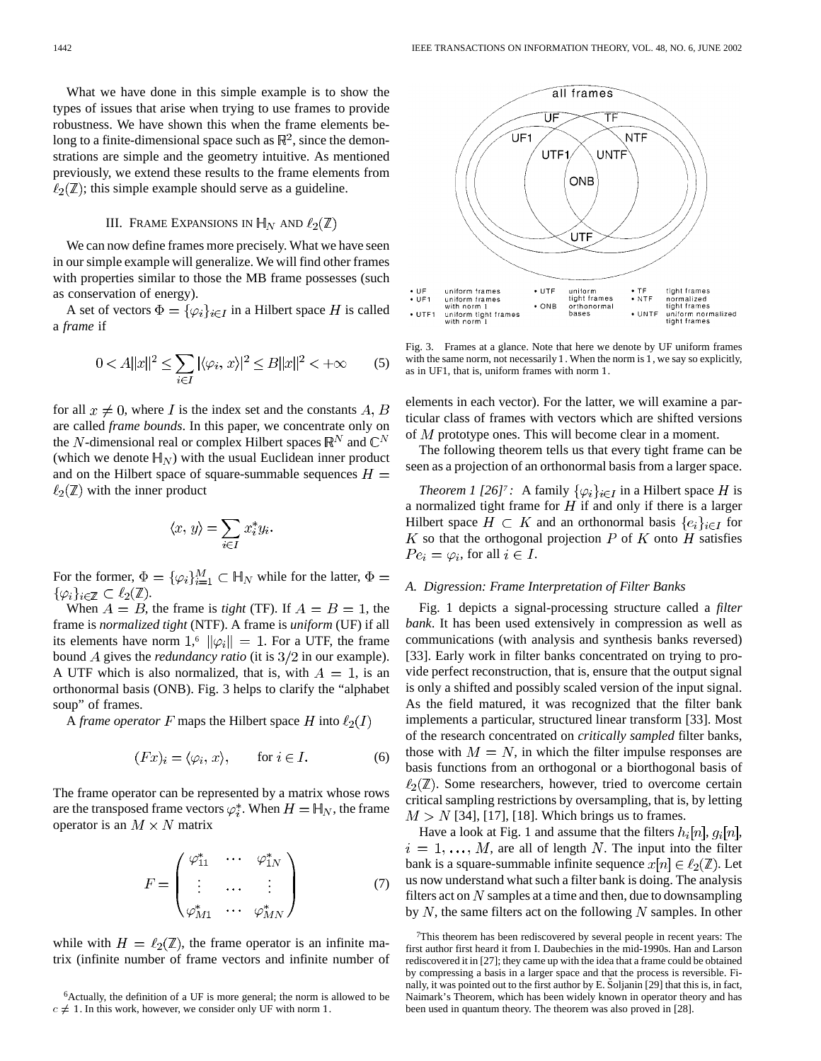What we have done in this simple example is to show the types of issues that arise when trying to use frames to provide robustness. We have shown this when the frame elements belong to a finite-dimensional space such as $\mathbb{R}^2$, since the demonstrations are simple and the geometry intuitive. As mentioned previously, we extend these results to the frame elements from $\ell_2(\mathbb{Z})$; this simple example should serve as a guideline.

## III. Frame Expansions in $\mathbb{H}_N$ and $\ell_2(\mathbb{Z})$

We can now define frames more precisely. What we have seen in our simple example will generalize. We will find other frames with properties similar to those the MB frame possesses (such as conservation of energy).

A set of vectors $\Phi = \{\varphi_i\}_{i \in I}$ in a Hilbert space $H$ is called a *frame* if

$$0 < A\|x\|^2 \leq \sum_{i \in I} |\langle \varphi_i, x \rangle|^2 \leq B\|x\|^2 < +\infty \qquad (5)$$

for all $x \neq 0$, where $I$ is the index set and the constants $A$, $B$ are called *frame bounds*. In this paper, we concentrate only on the $N$-dimensional real or complex Hilbert spaces $\mathbb{R}^N$ and $\mathbb{C}^N$ (which we denote $\mathbb{H}_N$) with the usual Euclidean inner product and on the Hilbert space of square-summable sequences $H = \ell_2(\mathbb{Z})$ with the inner product

$$\langle x, y \rangle = \sum_{i \in I} x_i^* y_i.$$

For the former, $\Phi = \{\varphi_i\}_{i=1}^M \subset \mathbb{H}_N$ while for the latter, $\Phi = \{\varphi_i\}_{i \in \mathbb{Z}} \subset \ell_2(\mathbb{Z})$.

When $A = B$, the frame is *tight* (TF). If $A = B = 1$, the frame is *normalized tight* (NTF). A frame is *uniform* (UF) if all its elements have norm 1,[6] $\|\varphi_i\| = 1$. For a UTF, the frame bound $A$ gives the *redundancy ratio* (it is $3/2$ in our example). A UTF which is also normalized, that is, with $A = 1$, is an orthonormal basis (ONB). Fig. 3 helps to clarify the "alphabet soup" of frames.

A *frame operator* $F$ maps the Hilbert space $H$ into $\ell_2(I)$

$$(Fx)_i = \langle \varphi_i, x \rangle, \qquad \text{for } i \in I. \qquad (6)$$

The frame operator can be represented by a matrix whose rows are the transposed frame vectors $\varphi_i^*$. When $H = \mathbb{H}_N$, the frame operator is an $M \times N$ matrix

$$F = \begin{pmatrix} \varphi_{11}^* & \cdots & \varphi_{1N}^* \\ \vdots & \cdots & \vdots \\ \varphi_{M1}^* & \cdots & \varphi_{MN}^* \end{pmatrix} \qquad (7)$$

while with $H = \ell_2(\mathbb{Z})$, the frame operator is an infinite matrix (infinite number of frame vectors and infinite number of elements in each vector). For the latter, we will examine a particular class of frames with vectors which are shifted versions of $M$ prototype ones. This will become clear in a moment.

[6]Actually, the definition of a UF is more general; the norm is allowed to be $c \neq 1$. In this work, however, we consider only UF with norm 1.

all frames: UF, TF, UF1, NTF, UTF1, UNTF, ONB, UTF

- UF uniform frames
- UF1 uniform frames with norm 1
- UTF1 uniform tight frames with norm 1
- UTF uniform tight frames
- ONB orthonormal bases
- TF tight frames
- NTF normalized tight frames
- UNTF uniform normalized tight frames

Fig. 3. Frames at a glance. Note that here we denote by UF uniform frames with the same norm, not necessarily 1. When the norm is 1, we say so explicitly, as in UF1, that is, uniform frames with norm 1.

The following theorem tells us that every tight frame can be seen as a projection of an orthonormal basis from a larger space.

*Theorem 1 [26]*[7]*:* A family $\{\varphi_i\}_{i \in I}$ in a Hilbert space $H$ is a normalized tight frame for $H$ if and only if there is a larger Hilbert space $H \subset K$ and an orthonormal basis $\{e_i\}_{i \in I}$ for $K$ so that the orthogonal projection $P$ of $K$ onto $H$ satisfies $Pe_i = \varphi_i$, for all $i \in I$.

### A. Digression: Frame Interpretation of Filter Banks

Fig. 1 depicts a signal-processing structure called a *filter bank*. It has been used extensively in compression as well as communications (with analysis and synthesis banks reversed) [33]. Early work in filter banks concentrated on trying to provide perfect reconstruction, that is, ensure that the output signal is only a shifted and possibly scaled version of the input signal. As the field matured, it was recognized that the filter bank implements a particular, structured linear transform [33]. Most of the research concentrated on *critically sampled* filter banks, those with $M = N$, in which the filter impulse responses are basis functions from an orthogonal or a biorthogonal basis of $\ell_2(\mathbb{Z})$. Some researchers, however, tried to overcome certain critical sampling restrictions by oversampling, that is, by letting $M > N$ [34], [17], [18]. Which brings us to frames.

Have a look at Fig. 1 and assume that the filters $h_i[n]$, $g_i[n]$, $i = 1, \ldots, M$, are all of length $N$. The input into the filter bank is a square-summable infinite sequence $x[n] \in \ell_2(\mathbb{Z})$. Let us now understand what such a filter bank is doing. The analysis filters act on $N$ samples at a time and then, due to downsampling by $N$, the same filters act on the following $N$ samples. In other

[7]This theorem has been rediscovered by several people in recent years: The first author first heard it from I. Daubechies in the mid-1990s. Han and Larson rediscovered it in [27]; they came up with the idea that a frame could be obtained by compressing a basis in a larger space and that the process is reversible. Finally, it was pointed out to the first author by E. Šoljanin [29] that this is, in fact, Naimark's Theorem, which has been widely known in operator theory and has been used in quantum theory. The theorem was also proved in [28].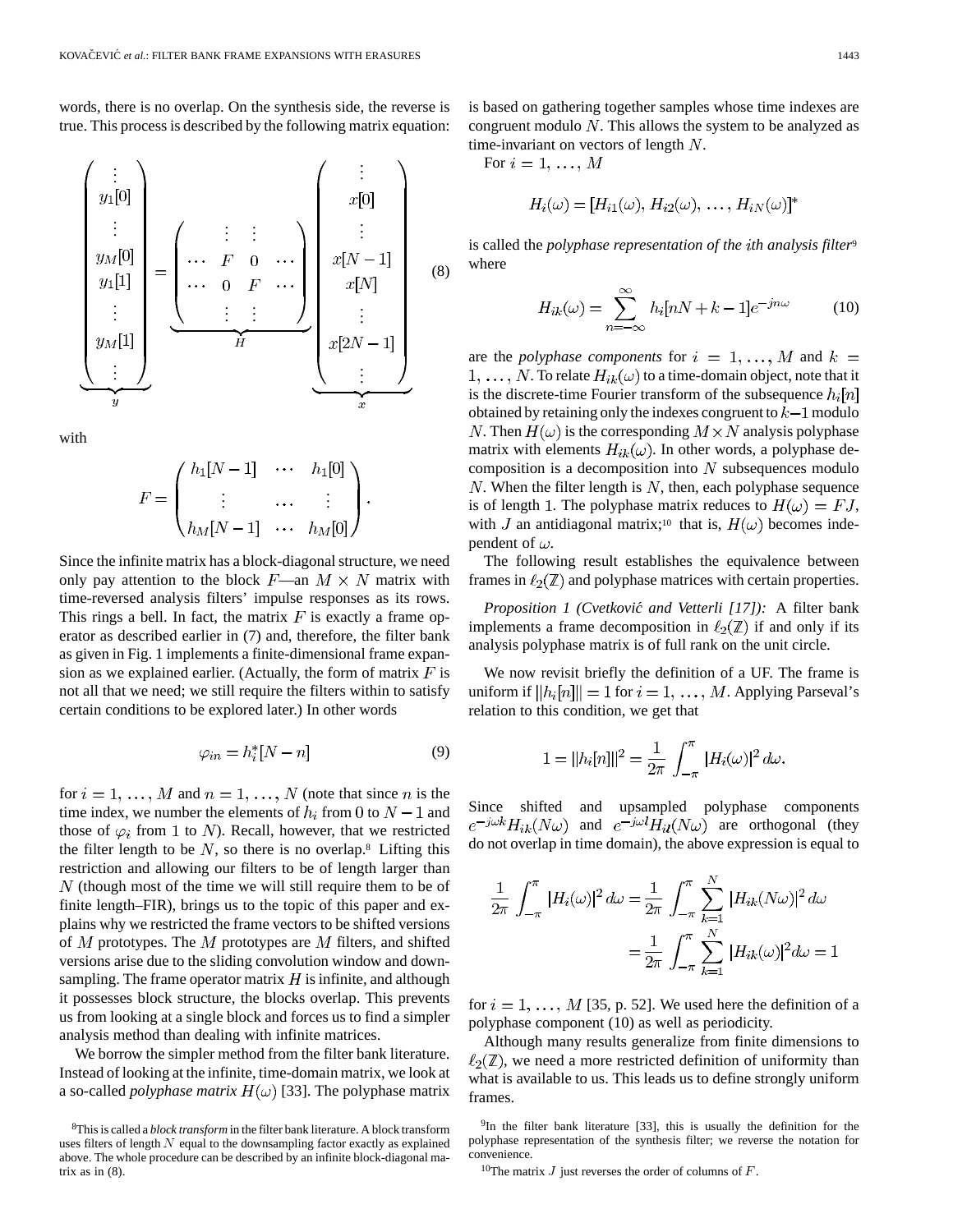words, there is no overlap. On the synthesis side, the reverse is true. This process is described by the following matrix equation:

$$\underbrace{\begin{pmatrix} \vdots \\ y_1[0] \\ \vdots \\ y_M[0] \\ y_1[1] \\ \vdots \\ y_M[1] \\ \vdots \end{pmatrix}}_{y} = \underbrace{\begin{pmatrix} & \vdots & \vdots & \\ \cdots & F & 0 & \cdots \\ \cdots & 0 & F & \cdots \\ & \vdots & \vdots & \end{pmatrix}}_{H} \underbrace{\begin{pmatrix} \vdots \\ x[0] \\ \vdots \\ x[N-1] \\ x[N] \\ \vdots \\ x[2N-1] \\ \vdots \end{pmatrix}}_{x} \tag{8}$$

with

$$F = \begin{pmatrix} h_1[N-1] & \cdots & h_1[0] \\ \vdots & \cdots & \vdots \\ h_M[N-1] & \cdots & h_M[0] \end{pmatrix}.$$

Since the infinite matrix has a block-diagonal structure, we need only pay attention to the block $F$—an $M \times N$ matrix with time-reversed analysis filters' impulse responses as its rows. This rings a bell. In fact, the matrix $F$ is exactly a frame operator as described earlier in (7) and, therefore, the filter bank as given in Fig. 1 implements a finite-dimensional frame expansion as we explained earlier. (Actually, the form of matrix $F$ is not all that we need; we still require the filters within to satisfy certain conditions to be explored later.) In other words

$$\varphi_{in} = h_i^*[N-n] \tag{9}$$

for $i = 1, \ldots, M$ and $n = 1, \ldots, N$ (note that since $n$ is the time index, we number the elements of $h_i$ from 0 to $N-1$ and those of $\varphi_i$ from 1 to $N$). Recall, however, that we restricted the filter length to be $N$, so there is no overlap.[8] Lifting this restriction and allowing our filters to be of length larger than $N$ (though most of the time we will still require them to be of finite length–FIR), brings us to the topic of this paper and explains why we restricted the frame vectors to be shifted versions of $M$ prototypes. The $M$ prototypes are $M$ filters, and shifted versions arise due to the sliding convolution window and downsampling. The frame operator matrix $H$ is infinite, and although it possesses block structure, the blocks overlap. This prevents us from looking at a single block and forces us to find a simpler analysis method than dealing with infinite matrices.

We borrow the simpler method from the filter bank literature. Instead of looking at the infinite, time-domain matrix, we look at a so-called *polyphase matrix* $H(\omega)$ [33]. The polyphase matrix is based on gathering together samples whose time indexes are congruent modulo $N$. This allows the system to be analyzed as time-invariant on vectors of length $N$.

For $i = 1, \ldots, M$

$$H_i(\omega) = [H_{i1}(\omega), H_{i2}(\omega), \ldots, H_{iN}(\omega)]^*$$

is called the *polyphase representation of the ith analysis filter*[9] where

$$H_{ik}(\omega) = \sum_{n=-\infty}^{\infty} h_i[nN + k - 1]e^{-jn\omega} \tag{10}$$

are the *polyphase components* for $i = 1, \ldots, M$ and $k = 1, \ldots, N$. To relate $H_{ik}(\omega)$ to a time-domain object, note that it is the discrete-time Fourier transform of the subsequence $h_i[n]$ obtained by retaining only the indexes congruent to $k-1$ modulo $N$. Then $H(\omega)$ is the corresponding $M \times N$ analysis polyphase matrix with elements $H_{ik}(\omega)$. In other words, a polyphase decomposition is a decomposition into $N$ subsequences modulo $N$. When the filter length is $N$, then, each polyphase sequence is of length 1. The polyphase matrix reduces to $H(\omega) = FJ$, with $J$ an antidiagonal matrix;[10] that is, $H(\omega)$ becomes independent of $\omega$.

The following result establishes the equivalence between frames in $\ell_2(\mathbb{Z})$ and polyphase matrices with certain properties.

*Proposition 1 (Cvetković and Vetterli [17]):* A filter bank implements a frame decomposition in $\ell_2(\mathbb{Z})$ if and only if its analysis polyphase matrix is of full rank on the unit circle.

We now revisit briefly the definition of a UF. The frame is uniform if $\|h_i[n]\| = 1$ for $i = 1, \ldots, M$. Applying Parseval's relation to this condition, we get that

$$1 = \|h_i[n]\|^2 = \frac{1}{2\pi} \int_{-\pi}^{\pi} |H_i(\omega)|^2 \, d\omega.$$

Since shifted and upsampled polyphase components $e^{-j\omega k}H_{ik}(N\omega)$ and $e^{-j\omega l}H_{il}(N\omega)$ are orthogonal (they do not overlap in time domain), the above expression is equal to

$$\begin{aligned} \frac{1}{2\pi} \int_{-\pi}^{\pi} |H_i(\omega)|^2 \, d\omega &= \frac{1}{2\pi} \int_{-\pi}^{\pi} \sum_{k=1}^{N} |H_{ik}(N\omega)|^2 \, d\omega \\ &= \frac{1}{2\pi} \int_{-\pi}^{\pi} \sum_{k=1}^{N} |H_{ik}(\omega)|^2 d\omega = 1 \end{aligned}$$

for $i = 1, \ldots, M$ [35, p. 52]. We used here the definition of a polyphase component (10) as well as periodicity.

Although many results generalize from finite dimensions to $\ell_2(\mathbb{Z})$, we need a more restricted definition of uniformity than what is available to us. This leads us to define strongly uniform frames.

[8]This is called a *block transform* in the filter bank literature. A block transform uses filters of length $N$ equal to the downsampling factor exactly as explained above. The whole procedure can be described by an infinite block-diagonal matrix as in (8).

[9]In the filter bank literature [33], this is usually the definition for the polyphase representation of the synthesis filter; we reverse the notation for convenience.

[10]The matrix $J$ just reverses the order of columns of $F$.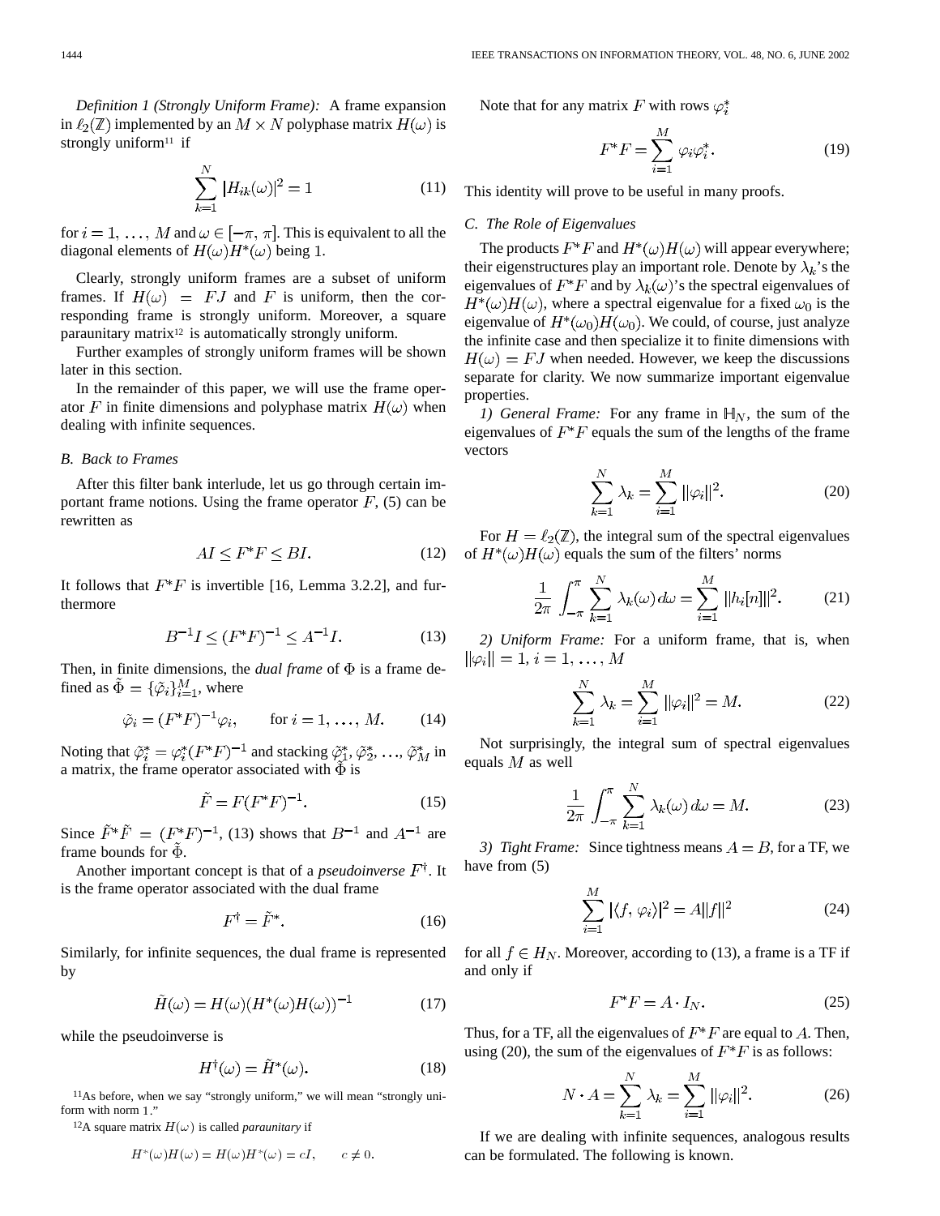*Definition 1 (Strongly Uniform Frame):* A frame expansion in $\ell_2(\mathbb{Z})$ implemented by an $M \times N$ polyphase matrix $H(\omega)$ is strongly uniform[11] if

$$\sum_{k=1}^{N} |H_{ik}(\omega)|^2 = 1 \tag{11}$$

for $i = 1, \ldots, M$ and $\omega \in [-\pi, \pi]$. This is equivalent to all the diagonal elements of $H(\omega)H^*(\omega)$ being 1.

Clearly, strongly uniform frames are a subset of uniform frames. If $H(\omega) = FJ$ and $F$ is uniform, then the corresponding frame is strongly uniform. Moreover, a square paraunitary matrix[12] is automatically strongly uniform.

Further examples of strongly uniform frames will be shown later in this section.

In the remainder of this paper, we will use the frame operator $F$ in finite dimensions and polyphase matrix $H(\omega)$ when dealing with infinite sequences.

### B. Back to Frames

After this filter bank interlude, let us go through certain important frame notions. Using the frame operator $F$, (5) can be rewritten as

$$AI \leq F^*F \leq BI. \tag{12}$$

It follows that $F^*F$ is invertible [16, Lemma 3.2.2], and furthermore

$$B^{-1}I \leq (F^*F)^{-1} \leq A^{-1}I. \tag{13}$$

Then, in finite dimensions, the *dual frame* of $\Phi$ is a frame defined as $\tilde{\Phi} = \{\tilde{\varphi}_i\}_{i=1}^{M}$, where

$$\tilde{\varphi}_i = (F^*F)^{-1}\varphi_i, \qquad \text{for } i = 1, \ldots, M. \tag{14}$$

Noting that $\tilde{\varphi}_i^* = \varphi_i^*(F^*F)^{-1}$ and stacking $\tilde{\varphi}_1^*, \tilde{\varphi}_2^*, \ldots, \tilde{\varphi}_M^*$ in a matrix, the frame operator associated with $\tilde{\Phi}$ is

$$\tilde{F} = F(F^*F)^{-1}. \tag{15}$$

Since $\tilde{F}^*\tilde{F} = (F^*F)^{-1}$, (13) shows that $B^{-1}$ and $A^{-1}$ are frame bounds for $\tilde{\Phi}$.

Another important concept is that of a *pseudoinverse* $F^\dagger$. It is the frame operator associated with the dual frame

$$F^\dagger = \tilde{F}^*. \tag{16}$$

Similarly, for infinite sequences, the dual frame is represented by

$$\tilde{H}(\omega) = H(\omega)(H^*(\omega)H(\omega))^{-1} \tag{17}$$

while the pseudoinverse is

$$H^\dagger(\omega) = \tilde{H}^*(\omega). \tag{18}$$

Note that for any matrix $F$ with rows $\varphi_i^*$

$$F^*F = \sum_{i=1}^{M} \varphi_i \varphi_i^*. \tag{19}$$

This identity will prove to be useful in many proofs.

### C. The Role of Eigenvalues

The products $F^*F$ and $H^*(\omega)H(\omega)$ will appear everywhere; their eigenstructures play an important role. Denote by $\lambda_k$'s the eigenvalues of $F^*F$ and by $\lambda_k(\omega)$'s the spectral eigenvalues of $H^*(\omega)H(\omega)$, where a spectral eigenvalue for a fixed $\omega_0$ is the eigenvalue of $H^*(\omega_0)H(\omega_0)$. We could, of course, just analyze the infinite case and then specialize it to finite dimensions with $H(\omega) = FJ$ when needed. However, we keep the discussions separate for clarity. We now summarize important eigenvalue properties.

*1) General Frame:* For any frame in $\mathbb{H}_N$, the sum of the eigenvalues of $F^*F$ equals the sum of the lengths of the frame vectors

$$\sum_{k=1}^{N} \lambda_k = \sum_{i=1}^{M} \|\varphi_i\|^2. \tag{20}$$

For $H = \ell_2(\mathbb{Z})$, the integral sum of the spectral eigenvalues of $H^*(\omega)H(\omega)$ equals the sum of the filters' norms

$$\frac{1}{2\pi} \int_{-\pi}^{\pi} \sum_{k=1}^{N} \lambda_k(\omega)\, d\omega = \sum_{i=1}^{M} \|h_i[n]\|^2. \tag{21}$$

*2) Uniform Frame:* For a uniform frame, that is, when $\|\varphi_i\| = 1$, $i = 1, \ldots, M$

$$\sum_{k=1}^{N} \lambda_k = \sum_{i=1}^{M} \|\varphi_i\|^2 = M. \tag{22}$$

Not surprisingly, the integral sum of spectral eigenvalues equals $M$ as well

$$\frac{1}{2\pi} \int_{-\pi}^{\pi} \sum_{k=1}^{N} \lambda_k(\omega)\, d\omega = M. \tag{23}$$

*3) Tight Frame:* Since tightness means $A = B$, for a TF, we have from (5)

$$\sum_{i=1}^{M} |\langle f, \varphi_i \rangle|^2 = A\|f\|^2 \tag{24}$$

for all $f \in H_N$. Moreover, according to (13), a frame is a TF if and only if

$$F^*F = A \cdot I_N. \tag{25}$$

Thus, for a TF, all the eigenvalues of $F^*F$ are equal to $A$. Then, using (20), the sum of the eigenvalues of $F^*F$ is as follows:

$$N \cdot A = \sum_{k=1}^{N} \lambda_k = \sum_{i=1}^{M} \|\varphi_i\|^2. \tag{26}$$

If we are dealing with infinite sequences, analogous results can be formulated. The following is known.

---

[11] As before, when we say "strongly uniform," we will mean "strongly uniform with norm 1."

[12] A square matrix $H(\omega)$ is called *paraunitary* if

$$H^*(\omega)H(\omega) = H(\omega)H^*(\omega) = cI, \qquad c \neq 0.$$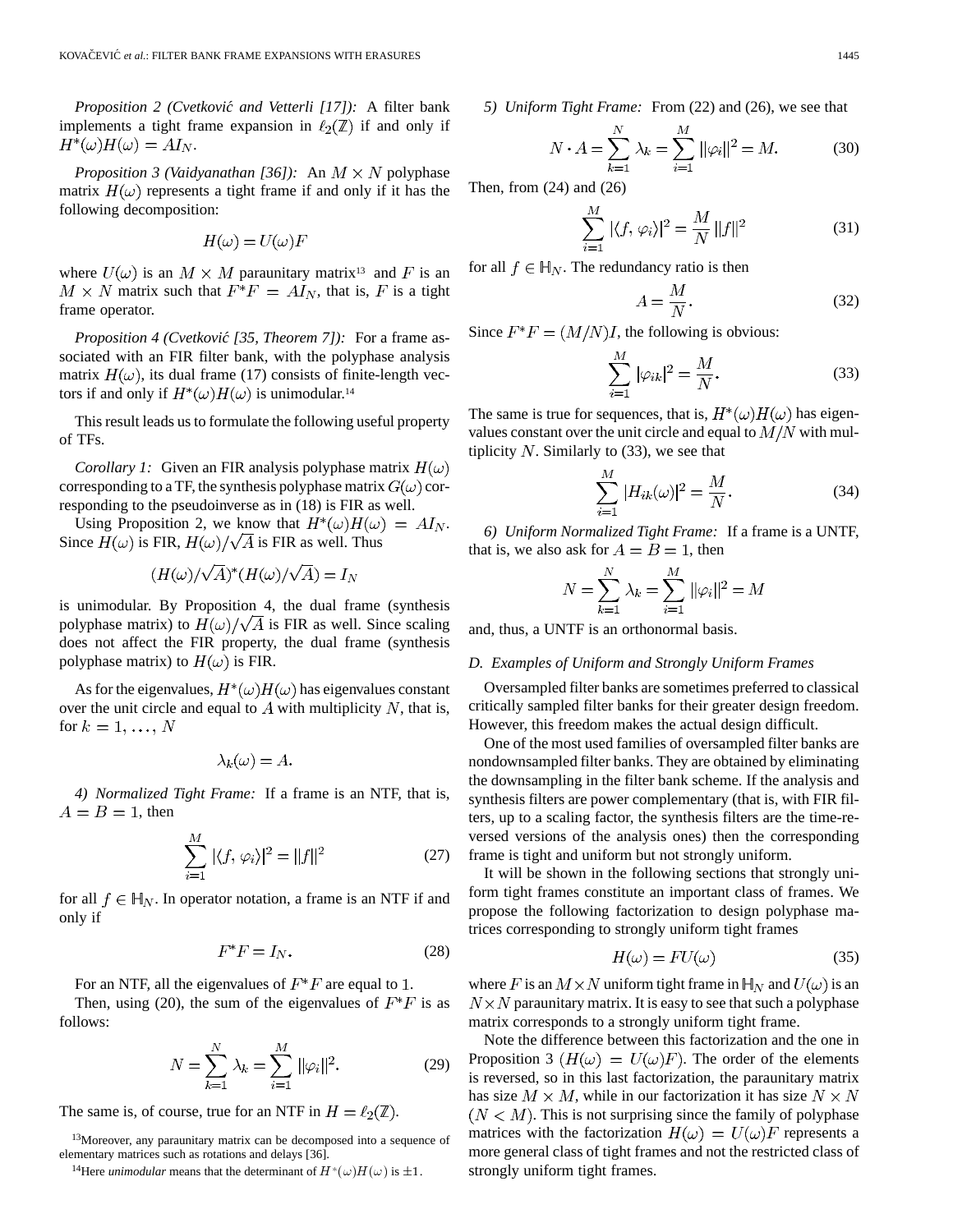*Proposition 2 (Cvetković and Vetterli [17]):* A filter bank implements a tight frame expansion in $\ell_2(\mathbb{Z})$ if and only if $H^*(\omega)H(\omega) = AI_N$.

*Proposition 3 (Vaidyanathan [36]):* An $M \times N$ polyphase matrix $H(\omega)$ represents a tight frame if and only if it has the following decomposition:

$$H(\omega) = U(\omega)F$$

where $U(\omega)$ is an $M \times M$ paraunitary matrix[13] and $F$ is an $M \times N$ matrix such that $F^*F = AI_N$, that is, $F$ is a tight frame operator.

*Proposition 4 (Cvetković [35, Theorem 7]):* For a frame associated with an FIR filter bank, with the polyphase analysis matrix $H(\omega)$, its dual frame (17) consists of finite-length vectors if and only if $H^*(\omega)H(\omega)$ is unimodular.[14]

This result leads us to formulate the following useful property of TFs.

*Corollary 1:* Given an FIR analysis polyphase matrix $H(\omega)$ corresponding to a TF, the synthesis polyphase matrix $G(\omega)$ corresponding to the pseudoinverse as in (18) is FIR as well.

Using Proposition 2, we know that $H^*(\omega)H(\omega) = AI_N$. Since $H(\omega)$ is FIR, $H(\omega)/\sqrt{A}$ is FIR as well. Thus

$$(H(\omega)/\sqrt{A})^*(H(\omega)/\sqrt{A}) = I_N$$

is unimodular. By Proposition 4, the dual frame (synthesis polyphase matrix) to $H(\omega)/\sqrt{A}$ is FIR as well. Since scaling does not affect the FIR property, the dual frame (synthesis polyphase matrix) to $H(\omega)$ is FIR.

As for the eigenvalues, $H^*(\omega)H(\omega)$ has eigenvalues constant over the unit circle and equal to $A$ with multiplicity $N$, that is, for $k = 1, \ldots, N$

$$\lambda_k(\omega) = A.$$

*4) Normalized Tight Frame:* If a frame is an NTF, that is, $A = B = 1$, then

$$\sum_{i=1}^{M} |\langle f, \varphi_i \rangle|^2 = \|f\|^2 \tag{27}$$

for all $f \in \mathbb{H}_N$. In operator notation, a frame is an NTF if and only if

$$F^*F = I_N. \tag{28}$$

For an NTF, all the eigenvalues of $F^*F$ are equal to 1.

Then, using (20), the sum of the eigenvalues of $F^*F$ is as follows:

$$N = \sum_{k=1}^{N} \lambda_k = \sum_{i=1}^{M} \|\varphi_i\|^2. \tag{29}$$

The same is, of course, true for an NTF in $H = \ell_2(\mathbb{Z})$.

[13]Moreover, any paraunitary matrix can be decomposed into a sequence of elementary matrices such as rotations and delays [36].

[14]Here *unimodular* means that the determinant of $H^*(\omega)H(\omega)$ is $\pm 1$.

*5) Uniform Tight Frame:* From (22) and (26), we see that

$$N \cdot A = \sum_{k=1}^{N} \lambda_k = \sum_{i=1}^{M} \|\varphi_i\|^2 = M. \tag{30}$$

Then, from (24) and (26)

$$\sum_{i=1}^{M} |\langle f, \varphi_i \rangle|^2 = \frac{M}{N} \|f\|^2 \tag{31}$$

for all $f \in \mathbb{H}_N$. The redundancy ratio is then

$$A = \frac{M}{N}. \tag{32}$$

Since $F^*F = (M/N)I$, the following is obvious:

$$\sum_{i=1}^{M} |\varphi_{ik}|^2 = \frac{M}{N}. \tag{33}$$

The same is true for sequences, that is, $H^*(\omega)H(\omega)$ has eigenvalues constant over the unit circle and equal to $M/N$ with multiplicity $N$. Similarly to (33), we see that

$$\sum_{i=1}^{M} |H_{ik}(\omega)|^2 = \frac{M}{N}. \tag{34}$$

*6) Uniform Normalized Tight Frame:* If a frame is a UNTF, that is, we also ask for $A = B = 1$, then

$$N = \sum_{k=1}^{N} \lambda_k = \sum_{i=1}^{M} \|\varphi_i\|^2 = M$$

and, thus, a UNTF is an orthonormal basis.

### *D. Examples of Uniform and Strongly Uniform Frames*

Oversampled filter banks are sometimes preferred to classical critically sampled filter banks for their greater design freedom. However, this freedom makes the actual design difficult.

One of the most used families of oversampled filter banks are nondownsampled filter banks. They are obtained by eliminating the downsampling in the filter bank scheme. If the analysis and synthesis filters are power complementary (that is, with FIR filters, up to a scaling factor, the synthesis filters are the time-reversed versions of the analysis ones) then the corresponding frame is tight and uniform but not strongly uniform.

It will be shown in the following sections that strongly uniform tight frames constitute an important class of frames. We propose the following factorization to design polyphase matrices corresponding to strongly uniform tight frames

$$H(\omega) = FU(\omega) \tag{35}$$

where $F$ is an $M \times N$ uniform tight frame in $\mathbb{H}_N$ and $U(\omega)$ is an $N \times N$ paraunitary matrix. It is easy to see that such a polyphase matrix corresponds to a strongly uniform tight frame.

Note the difference between this factorization and the one in Proposition 3 $(H(\omega) = U(\omega)F)$. The order of the elements is reversed, so in this last factorization, the paraunitary matrix has size $M \times M$, while in our factorization it has size $N \times N$ $(N < M)$. This is not surprising since the family of polyphase matrices with the factorization $H(\omega) = U(\omega)F$ represents a more general class of tight frames and not the restricted class of strongly uniform tight frames.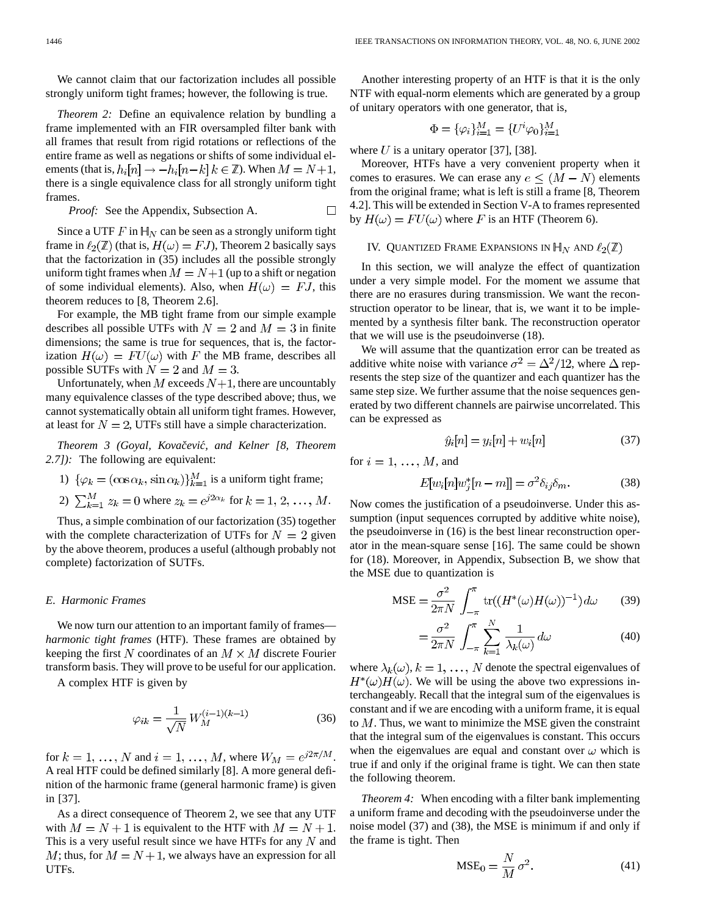We cannot claim that our factorization includes all possible strongly uniform tight frames; however, the following is true.

*Theorem 2:* Define an equivalence relation by bundling a frame implemented with an FIR oversampled filter bank with all frames that result from rigid rotations or reflections of the entire frame as well as negations or shifts of some individual elements (that is, $h_i[n] \rightarrow -h_i[n-k]\ k \in \mathbb{Z}$). When $M = N+1$, there is a single equivalence class for all strongly uniform tight frames.

*Proof:* See the Appendix, Subsection A. □

Since a UTF $F$ in $\mathbb{H}_N$ can be seen as a strongly uniform tight frame in $\ell_2(\mathbb{Z})$ (that is, $H(\omega) = FJ$), Theorem 2 basically says that the factorization in (35) includes all the possible strongly uniform tight frames when $M = N+1$ (up to a shift or negation of some individual elements). Also, when $H(\omega) = FJ$, this theorem reduces to [8, Theorem 2.6].

For example, the MB tight frame from our simple example describes all possible UTFs with $N = 2$ and $M = 3$ in finite dimensions; the same is true for sequences, that is, the factorization $H(\omega) = FU(\omega)$ with $F$ the MB frame, describes all possible SUTFs with $N = 2$ and $M = 3$.

Unfortunately, when $M$ exceeds $N+1$, there are uncountably many equivalence classes of the type described above; thus, we cannot systematically obtain all uniform tight frames. However, at least for $N = 2$, UTFs still have a simple characterization.

*Theorem 3 (Goyal, Kovačević, and Kelner [8, Theorem 2.7]):* The following are equivalent:

1) $\{\varphi_k = (\cos\alpha_k, \sin\alpha_k)\}_{k=1}^{M}$ is a uniform tight frame;
2) $\sum_{k=1}^{M} z_k = 0$ where $z_k = e^{j2\alpha_k}$ for $k = 1, 2, \ldots, M$.

Thus, a simple combination of our factorization (35) together with the complete characterization of UTFs for $N = 2$ given by the above theorem, produces a useful (although probably not complete) factorization of SUTFs.

### E. Harmonic Frames

We now turn our attention to an important family of frames—*harmonic tight frames* (HTF). These frames are obtained by keeping the first $N$ coordinates of an $M \times M$ discrete Fourier transform basis. They will prove to be useful for our application.

A complex HTF is given by

$$\varphi_{ik} = \frac{1}{\sqrt{N}} W_M^{(i-1)(k-1)} \tag{36}$$

for $k = 1, \ldots, N$ and $i = 1, \ldots, M$, where $W_M = e^{j2\pi/M}$. A real HTF could be defined similarly [8]. A more general definition of the harmonic frame (general harmonic frame) is given in [37].

As a direct consequence of Theorem 2, we see that any UTF with $M = N+1$ is equivalent to the HTF with $M = N+1$. This is a very useful result since we have HTFs for any $N$ and $M$; thus, for $M = N+1$, we always have an expression for all UTFs.

Another interesting property of an HTF is that it is the only NTF with equal-norm elements which are generated by a group of unitary operators with one generator, that is,

$$\Phi = \{\varphi_i\}_{i=1}^{M} = \{U^i \varphi_0\}_{i=1}^{M}$$

where $U$ is a unitary operator [37], [38].

Moreover, HTFs have a very convenient property when it comes to erasures. We can erase any $e \leq (M-N)$ elements from the original frame; what is left is still a frame [8, Theorem 4.2]. This will be extended in Section V-A to frames represented by $H(\omega) = FU(\omega)$ where $F$ is an HTF (Theorem 6).

## IV. Quantized Frame Expansions in $\mathbb{H}_N$ and $\ell_2(\mathbb{Z})$

In this section, we will analyze the effect of quantization under a very simple model. For the moment we assume that there are no erasures during transmission. We want the reconstruction operator to be linear, that is, we want it to be implemented by a synthesis filter bank. The reconstruction operator that we will use is the pseudoinverse (18).

We will assume that the quantization error can be treated as additive white noise with variance $\sigma^2 = \Delta^2/12$, where $\Delta$ represents the step size of the quantizer and each quantizer has the same step size. We further assume that the noise sequences generated by two different channels are pairwise uncorrelated. This can be expressed as

$$\hat{y}_i[n] = y_i[n] + w_i[n] \tag{37}$$

for $i = 1, \ldots, M$, and

$$E[w_i[n] w_j^*[n-m]] = \sigma^2 \delta_{ij} \delta_m. \tag{38}$$

Now comes the justification of a pseudoinverse. Under this assumption (input sequences corrupted by additive white noise), the pseudoinverse in (16) is the best linear reconstruction operator in the mean-square sense [16]. The same could be shown for (18). Moreover, in Appendix, Subsection B, we show that the MSE due to quantization is

$$\text{MSE} = \frac{\sigma^2}{2\pi N} \int_{-\pi}^{\pi} \text{tr}((H^*(\omega)H(\omega))^{-1})\, d\omega \tag{39}$$

$$= \frac{\sigma^2}{2\pi N} \int_{-\pi}^{\pi} \sum_{k=1}^{N} \frac{1}{\lambda_k(\omega)}\, d\omega \tag{40}$$

where $\lambda_k(\omega)$, $k = 1, \ldots, N$ denote the spectral eigenvalues of $H^*(\omega)H(\omega)$. We will be using the above two expressions interchangeably. Recall that the integral sum of the eigenvalues is constant and if we are encoding with a uniform frame, it is equal to $M$. Thus, we want to minimize the MSE given the constraint that the integral sum of the eigenvalues is constant. This occurs when the eigenvalues are equal and constant over $\omega$ which is true if and only if the original frame is tight. We can then state the following theorem.

*Theorem 4:* When encoding with a filter bank implementing a uniform frame and decoding with the pseudoinverse under the noise model (37) and (38), the MSE is minimum if and only if the frame is tight. Then

$$\text{MSE}_0 = \frac{N}{M}\sigma^2. \tag{41}$$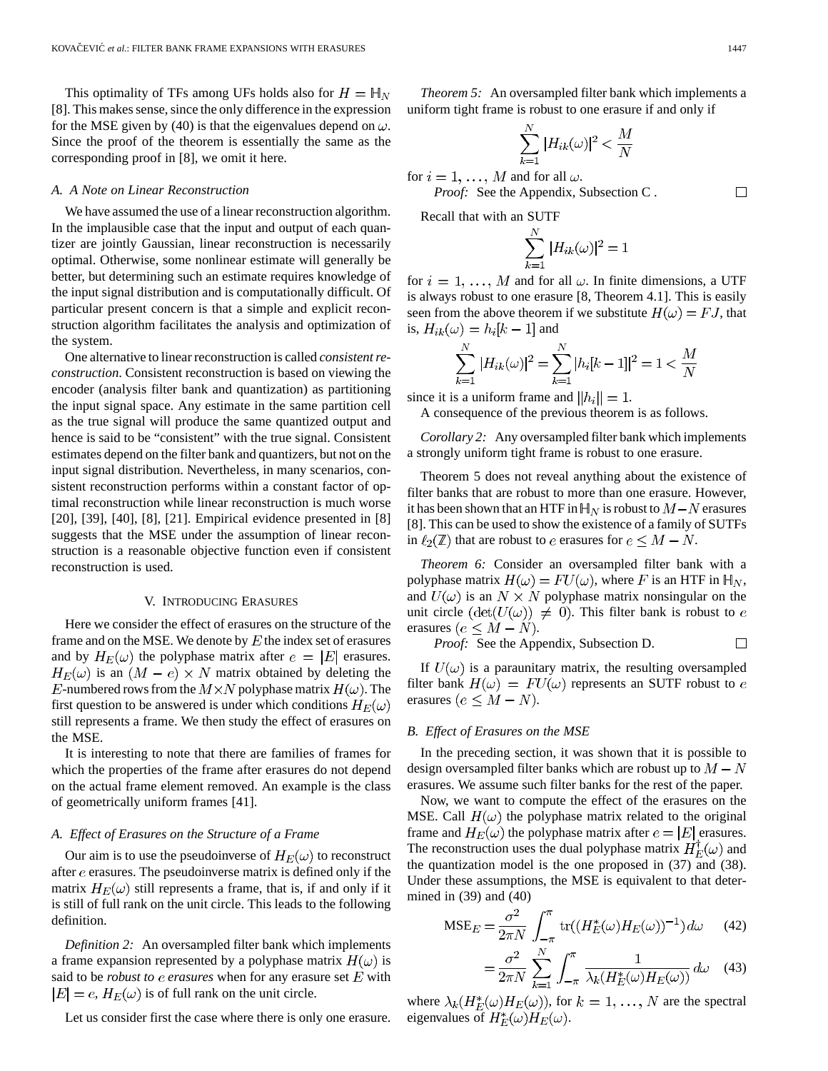This optimality of TFs among UFs holds also for $H = \mathbb{H}_N$ [8]. This makes sense, since the only difference in the expression for the MSE given by (40) is that the eigenvalues depend on $\omega$. Since the proof of the theorem is essentially the same as the corresponding proof in [8], we omit it here.

### A. A Note on Linear Reconstruction

We have assumed the use of a linear reconstruction algorithm. In the implausible case that the input and output of each quantizer are jointly Gaussian, linear reconstruction is necessarily optimal. Otherwise, some nonlinear estimate will generally be better, but determining such an estimate requires knowledge of the input signal distribution and is computationally difficult. Of particular present concern is that a simple and explicit reconstruction algorithm facilitates the analysis and optimization of the system.

One alternative to linear reconstruction is called *consistent reconstruction*. Consistent reconstruction is based on viewing the encoder (analysis filter bank and quantization) as partitioning the input signal space. Any estimate in the same partition cell as the true signal will produce the same quantized output and hence is said to be "consistent" with the true signal. Consistent estimates depend on the filter bank and quantizers, but not on the input signal distribution. Nevertheless, in many scenarios, consistent reconstruction performs within a constant factor of optimal reconstruction while linear reconstruction is much worse [20], [39], [40], [8], [21]. Empirical evidence presented in [8] suggests that the MSE under the assumption of linear reconstruction is a reasonable objective function even if consistent reconstruction is used.

## V. Introducing Erasures

Here we consider the effect of erasures on the structure of the frame and on the MSE. We denote by $E$ the index set of erasures and by $H_E(\omega)$ the polyphase matrix after $e = |E|$ erasures. $H_E(\omega)$ is an $(M-e) \times N$ matrix obtained by deleting the $E$-numbered rows from the $M \times N$ polyphase matrix $H(\omega)$. The first question to be answered is under which conditions $H_E(\omega)$ still represents a frame. We then study the effect of erasures on the MSE.

It is interesting to note that there are families of frames for which the properties of the frame after erasures do not depend on the actual frame element removed. An example is the class of geometrically uniform frames [41].

### A. Effect of Erasures on the Structure of a Frame

Our aim is to use the pseudoinverse of $H_E(\omega)$ to reconstruct after $e$ erasures. The pseudoinverse matrix is defined only if the matrix $H_E(\omega)$ still represents a frame, that is, if and only if it is still of full rank on the unit circle. This leads to the following definition.

*Definition 2:* An oversampled filter bank which implements a frame expansion represented by a polyphase matrix $H(\omega)$ is said to be *robust to $e$ erasures* when for any erasure set $E$ with $|E| = e$, $H_E(\omega)$ is of full rank on the unit circle.

Let us consider first the case where there is only one erasure.

*Theorem 5:* An oversampled filter bank which implements a uniform tight frame is robust to one erasure if and only if

$$\sum_{k=1}^{N} |H_{ik}(\omega)|^2 < \frac{M}{N}$$

for $i = 1, \ldots, M$ and for all $\omega$.

*Proof:* See the Appendix, Subsection C . □

Recall that with an SUTF

$$\sum_{k=1}^{N} |H_{ik}(\omega)|^2 = 1$$

for $i = 1, \ldots, M$ and for all $\omega$. In finite dimensions, a UTF is always robust to one erasure [8, Theorem 4.1]. This is easily seen from the above theorem if we substitute $H(\omega) = FJ$, that is, $H_{ik}(\omega) = h_i[k-1]$ and

$$\sum_{k=1}^{N} |H_{ik}(\omega)|^2 = \sum_{k=1}^{N} |h_i[k-1]|^2 = 1 < \frac{M}{N}$$

since it is a uniform frame and $\|h_i\| = 1$.

A consequence of the previous theorem is as follows.

*Corollary 2:* Any oversampled filter bank which implements a strongly uniform tight frame is robust to one erasure.

Theorem 5 does not reveal anything about the existence of filter banks that are robust to more than one erasure. However, it has been shown that an HTF in $\mathbb{H}_N$ is robust to $M-N$ erasures [8]. This can be used to show the existence of a family of SUTFs in $\ell_2(\mathbb{Z})$ that are robust to $e$ erasures for $e \le M-N$.

*Theorem 6:* Consider an oversampled filter bank with a polyphase matrix $H(\omega) = FU(\omega)$, where $F$ is an HTF in $\mathbb{H}_N$, and $U(\omega)$ is an $N \times N$ polyphase matrix nonsingular on the unit circle $(\det(U(\omega)) \neq 0)$. This filter bank is robust to $e$ erasures $(e \le M-N)$.

*Proof:* See the Appendix, Subsection D. □

If $U(\omega)$ is a paraunitary matrix, the resulting oversampled filter bank $H(\omega) = FU(\omega)$ represents an SUTF robust to $e$ erasures $(e \le M-N)$.

### B. Effect of Erasures on the MSE

In the preceding section, it was shown that it is possible to design oversampled filter banks which are robust up to $M-N$ erasures. We assume such filter banks for the rest of the paper.

Now, we want to compute the effect of the erasures on the MSE. Call $H(\omega)$ the polyphase matrix related to the original frame and $H_E(\omega)$ the polyphase matrix after $e = |E|$ erasures. The reconstruction uses the dual polyphase matrix $H_E^{\dagger}(\omega)$ and the quantization model is the one proposed in (37) and (38). Under these assumptions, the MSE is equivalent to that determined in (39) and (40)

$$\mathrm{MSE}_E = \frac{\sigma^2}{2\pi N} \int_{-\pi}^{\pi} \mathrm{tr}((H_E^*(\omega) H_E(\omega))^{-1})\, d\omega \quad (42)$$

$$= \frac{\sigma^2}{2\pi N} \sum_{k=1}^{N} \int_{-\pi}^{\pi} \frac{1}{\lambda_k(H_E^*(\omega) H_E(\omega))}\, d\omega \quad (43)$$

where $\lambda_k(H_E^*(\omega) H_E(\omega))$, for $k = 1, \ldots, N$ are the spectral eigenvalues of $H_E^*(\omega) H_E(\omega)$.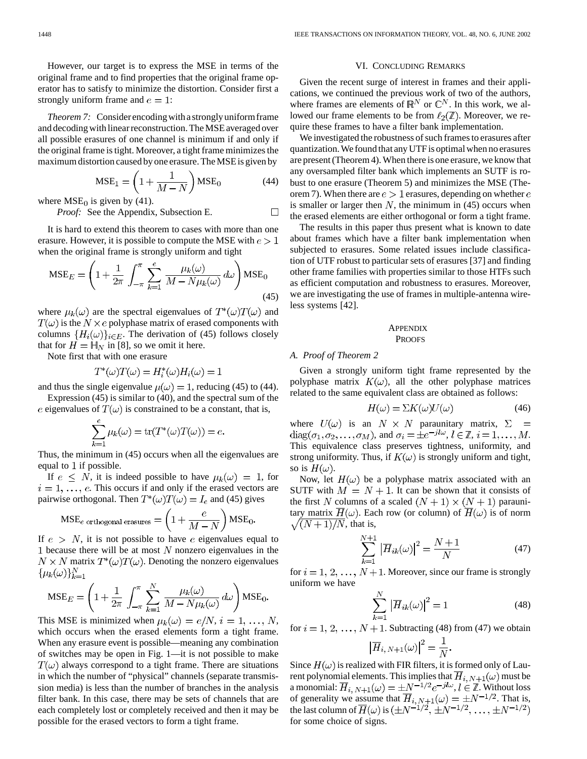However, our target is to express the MSE in terms of the original frame and to find properties that the original frame operator has to satisfy to minimize the distortion. Consider first a strongly uniform frame and $e = 1$:

*Theorem 7:* Consider encoding with a strongly uniform frame and decoding with linear reconstruction. The MSE averaged over all possible erasures of one channel is minimum if and only if the original frame is tight. Moreover, a tight frame minimizes the maximum distortion caused by one erasure. The MSE is given by

$$\mathrm{MSE}_1 = \left(1 + \frac{1}{M-N}\right)\mathrm{MSE}_0 \tag{44}$$

where $\mathrm{MSE}_0$ is given by (41).

*Proof:* See the Appendix, Subsection E. □

It is hard to extend this theorem to cases with more than one erasure. However, it is possible to compute the MSE with $e > 1$ when the original frame is strongly uniform and tight

$$\mathrm{MSE}_E = \left(1 + \frac{1}{2\pi}\int_{-\pi}^{\pi}\sum_{k=1}^{e}\frac{\mu_k(\omega)}{M - N\mu_k(\omega)}\,d\omega\right)\mathrm{MSE}_0 \tag{45}$$

where $\mu_k(\omega)$ are the spectral eigenvalues of $T^*(\omega)T(\omega)$ and $T(\omega)$ is the $N \times e$ polyphase matrix of erased components with columns $\{H_i(\omega)\}_{i\in E}$. The derivation of (45) follows closely that for $H = \mathbb{H}_N$ in [8], so we omit it here.

Note first that with one erasure

$$T^*(\omega)T(\omega) = H_i^*(\omega)H_i(\omega) = 1$$

and thus the single eigenvalue $\mu(\omega) = 1$, reducing (45) to (44).

Expression (45) is similar to (40), and the spectral sum of the $e$ eigenvalues of $T(\omega)$ is constrained to be a constant, that is,

$$\sum_{k=1}^{e}\mu_k(\omega) = \mathrm{tr}(T^*(\omega)T(\omega)) = e.$$

Thus, the minimum in (45) occurs when all the eigenvalues are equal to 1 if possible.

If $e \le N$, it is indeed possible to have $\mu_k(\omega) = 1$, for $i = 1, \ldots, e$. This occurs if and only if the erased vectors are pairwise orthogonal. Then $T^*(\omega)T(\omega) = I_e$ and (45) gives

$$\mathrm{MSE}_{e \text{ orthogonal erasures}} = \left(1 + \frac{e}{M-N}\right)\mathrm{MSE}_0.$$

If $e > N$, it is not possible to have $e$ eigenvalues equal to 1 because there will be at most $N$ nonzero eigenvalues in the $N \times N$ matrix $T^*(\omega)T(\omega)$. Denoting the nonzero eigenvalues $\{\mu_k(\omega)\}_{k=1}^{N}$

$$\mathrm{MSE}_E = \left(1 + \frac{1}{2\pi}\int_{-\pi}^{\pi}\sum_{k=1}^{N}\frac{\mu_k(\omega)}{M - N\mu_k(\omega)}\,d\omega\right)\mathrm{MSE}_0.$$

This MSE is minimized when $\mu_k(\omega) = e/N$, $i = 1, \ldots, N$, which occurs when the erased elements form a tight frame. When any erasure event is possible—meaning any combination of switches may be open in Fig. 1—it is not possible to make $T(\omega)$ always correspond to a tight frame. There are situations in which the number of "physical" channels (separate transmission media) is less than the number of branches in the analysis filter bank. In this case, there may be sets of channels that are each completely lost or completely received and then it may be possible for the erased vectors to form a tight frame.

## VI. Concluding Remarks

Given the recent surge of interest in frames and their applications, we continued the previous work of two of the authors, where frames are elements of $\mathbb{R}^N$ or $\mathbb{C}^N$. In this work, we allowed our frame elements to be from $\ell_2(\mathbb{Z})$. Moreover, we require these frames to have a filter bank implementation.

We investigated the robustness of such frames to erasures after quantization. We found that any UTF is optimal when no erasures are present (Theorem 4). When there is one erasure, we know that any oversampled filter bank which implements an SUTF is robust to one erasure (Theorem 5) and minimizes the MSE (Theorem 7). When there are $e > 1$ erasures, depending on whether $e$ is smaller or larger then $N$, the minimum in (45) occurs when the erased elements are either orthogonal or form a tight frame.

The results in this paper thus present what is known to date about frames which have a filter bank implementation when subjected to erasures. Some related issues include classification of UTF robust to particular sets of erasures [37] and finding other frame families with properties similar to those HTFs such as efficient computation and robustness to erasures. Moreover, we are investigating the use of frames in multiple-antenna wireless systems [42].

## Appendix
## Proofs

### A. Proof of Theorem 2

Given a strongly uniform tight frame represented by the polyphase matrix $K(\omega)$, all the other polyphase matrices related to the same equivalent class are obtained as follows:

$$H(\omega) = \Sigma K(\omega) U(\omega) \tag{46}$$

where $U(\omega)$ is an $N \times N$ paraunitary matrix, $\Sigma = \mathrm{diag}(\sigma_1, \sigma_2, \ldots, \sigma_M)$, and $\sigma_i = \pm e^{-jl\omega}$, $l \in \mathbb{Z}$, $i = 1, \ldots, M$. This equivalence class preserves tightness, uniformity, and strong uniformity. Thus, if $K(\omega)$ is strongly uniform and tight, so is $H(\omega)$.

Now, let $H(\omega)$ be a polyphase matrix associated with an SUTF with $M = N + 1$. It can be shown that it consists of the first $N$ columns of a scaled $(N+1) \times (N+1)$ paraunitary matrix $\overline{H}(\omega)$. Each row (or column) of $\overline{H}(\omega)$ is of norm $\sqrt{(N+1)/N}$, that is,

$$\sum_{k=1}^{N+1}\left|\overline{H}_{ik}(\omega)\right|^2 = \frac{N+1}{N} \tag{47}$$

for $i = 1, 2, \ldots, N+1$. Moreover, since our frame is strongly uniform we have

$$\sum_{k=1}^{N}\left|\overline{H}_{ik}(\omega)\right|^2 = 1 \tag{48}$$

for $i = 1, 2, \ldots, N+1$. Subtracting (48) from (47) we obtain

$$\left|\overline{H}_{i,\,N+1}(\omega)\right|^2 = \frac{1}{N}.$$

Since $H(\omega)$ is realized with FIR filters, it is formed only of Laurent polynomial elements. This implies that $\overline{H}_{i,\,N+1}(\omega)$ must be a monomial: $\overline{H}_{i,\,N+1}(\omega) = \pm N^{-1/2}e^{-jl\omega}$, $l \in \mathbb{Z}$. Without loss of generality we assume that $\overline{H}_{i,\,N+1}(\omega) = \pm N^{-1/2}$. That is, the last column of $\overline{H}(\omega)$ is $(\pm N^{-1/2}, \pm N^{-1/2}, \ldots, \pm N^{-1/2})$ for some choice of signs.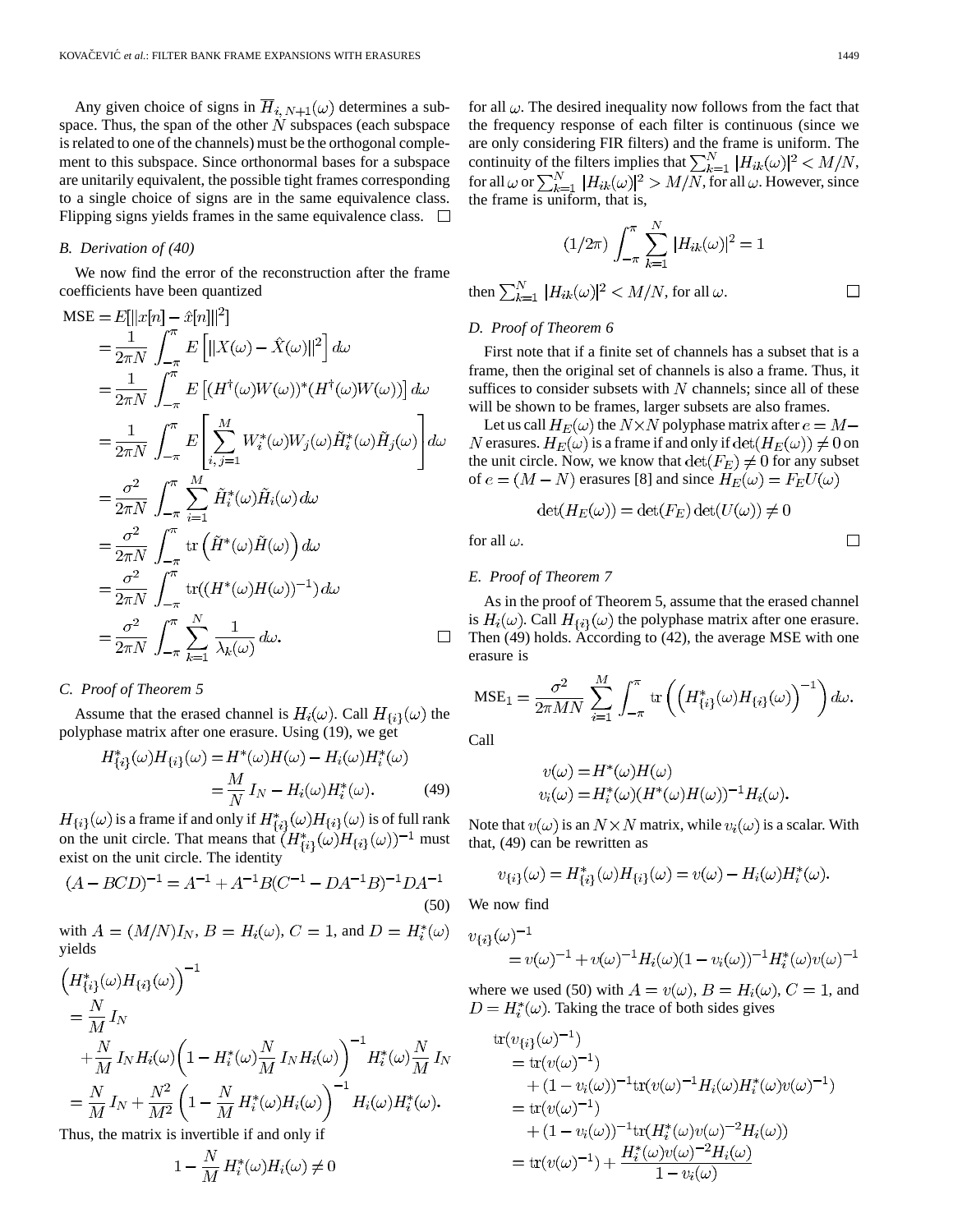Any given choice of signs in $\overline{H}_{i,N+1}(\omega)$ determines a subspace. Thus, the span of the other $N$ subspaces (each subspace is related to one of the channels) must be the orthogonal complement to this subspace. Since orthonormal bases for a subspace are unitarily equivalent, the possible tight frames corresponding to a single choice of signs are in the same equivalence class. Flipping signs yields frames in the same equivalence class. $\square$

### B. Derivation of (40)

We now find the error of the reconstruction after the frame coefficients have been quantized

$$
\begin{aligned}
\text{MSE} &= E[\|x[n] - \hat{x}[n]\|^2] \\
&= \frac{1}{2\pi N} \int_{-\pi}^{\pi} E\left[\|X(\omega) - \hat{X}(\omega)\|^2\right] d\omega \\
&= \frac{1}{2\pi N} \int_{-\pi}^{\pi} E\left[(H^{\dagger}(\omega)W(\omega))^*(H^{\dagger}(\omega)W(\omega))\right] d\omega \\
&= \frac{1}{2\pi N} \int_{-\pi}^{\pi} E\left[\sum_{i,j=1}^{M} W_i^*(\omega)W_j(\omega)\tilde{H}_i^*(\omega)\tilde{H}_j(\omega)\right] d\omega \\
&= \frac{\sigma^2}{2\pi N} \int_{-\pi}^{\pi} \sum_{i=1}^{M} \tilde{H}_i^*(\omega)\tilde{H}_i(\omega)\, d\omega \\
&= \frac{\sigma^2}{2\pi N} \int_{-\pi}^{\pi} \operatorname{tr}\left(\tilde{H}^*(\omega)\tilde{H}(\omega)\right) d\omega \\
&= \frac{\sigma^2}{2\pi N} \int_{-\pi}^{\pi} \operatorname{tr}((H^*(\omega)H(\omega))^{-1})\, d\omega \\
&= \frac{\sigma^2}{2\pi N} \int_{-\pi}^{\pi} \sum_{k=1}^{N} \frac{1}{\lambda_k(\omega)}\, d\omega. \qquad \square
\end{aligned}
$$

### C. Proof of Theorem 5

Assume that the erased channel is $H_i(\omega)$. Call $H_{\{i\}}(\omega)$ the polyphase matrix after one erasure. Using (19), we get

$$
\begin{aligned}
H_{\{i\}}^*(\omega)H_{\{i\}}(\omega) &= H^*(\omega)H(\omega) - H_i(\omega)H_i^*(\omega) \\
&= \frac{M}{N} I_N - H_i(\omega)H_i^*(\omega). \qquad (49)
\end{aligned}
$$

$H_{\{i\}}(\omega)$ is a frame if and only if $H_{\{i\}}^*(\omega)H_{\{i\}}(\omega)$ is of full rank on the unit circle. That means that $(H_{\{i\}}^*(\omega)H_{\{i\}}(\omega))^{-1}$ must exist on the unit circle. The identity

$$
(A - BCD)^{-1} = A^{-1} + A^{-1}B(C^{-1} - DA^{-1}B)^{-1}DA^{-1} \qquad (50)
$$

with $A = (M/N)I_N$, $B = H_i(\omega)$, $C = 1$, and $D = H_i^*(\omega)$ yields

$$
\begin{aligned}
&\left(H_{\{i\}}^*(\omega)H_{\{i\}}(\omega)\right)^{-1} \\
&= \frac{N}{M} I_N \\
&\quad + \frac{N}{M} I_N H_i(\omega)\left(1 - H_i^*(\omega)\frac{N}{M} I_N H_i(\omega)\right)^{-1} H_i^*(\omega)\frac{N}{M} I_N \\
&= \frac{N}{M} I_N + \frac{N^2}{M^2}\left(1 - \frac{N}{M} H_i^*(\omega)H_i(\omega)\right)^{-1} H_i(\omega)H_i^*(\omega).
\end{aligned}
$$

Thus, the matrix is invertible if and only if

$$
1 - \frac{N}{M} H_i^*(\omega)H_i(\omega) \neq 0
$$

for all $\omega$. The desired inequality now follows from the fact that the frequency response of each filter is continuous (since we are only considering FIR filters) and the frame is uniform. The continuity of the filters implies that $\sum_{k=1}^{N} |H_{ik}(\omega)|^2 < M/N$, for all $\omega$ or $\sum_{k=1}^{N} |H_{ik}(\omega)|^2 > M/N$, for all $\omega$. However, since the frame is uniform, that is,

$$
(1/2\pi) \int_{-\pi}^{\pi} \sum_{k=1}^{N} |H_{ik}(\omega)|^2 = 1
$$

then $\sum_{k=1}^{N} |H_{ik}(\omega)|^2 < M/N$, for all $\omega$. $\square$

### D. Proof of Theorem 6

First note that if a finite set of channels has a subset that is a frame, then the original set of channels is also a frame. Thus, it suffices to consider subsets with $N$ channels; since all of these will be shown to be frames, larger subsets are also frames.

Let us call $H_E(\omega)$ the $N \times N$ polyphase matrix after $e = M - N$ erasures. $H_E(\omega)$ is a frame if and only if $\det(H_E(\omega)) \neq 0$ on the unit circle. Now, we know that $\det(F_E) \neq 0$ for any subset of $e = (M - N)$ erasures [8] and since $H_E(\omega) = F_E U(\omega)$

$$
\det(H_E(\omega)) = \det(F_E)\det(U(\omega)) \neq 0
$$

for all $\omega$. $\square$

### E. Proof of Theorem 7

As in the proof of Theorem 5, assume that the erased channel is $H_i(\omega)$. Call $H_{\{i\}}(\omega)$ the polyphase matrix after one erasure. Then (49) holds. According to (42), the average MSE with one erasure is

$$
\text{MSE}_1 = \frac{\sigma^2}{2\pi MN} \sum_{i=1}^{M} \int_{-\pi}^{\pi} \operatorname{tr}\left(\left(H_{\{i\}}^*(\omega)H_{\{i\}}(\omega)\right)^{-1}\right) d\omega.
$$

Call

$$
\begin{aligned}
v(\omega) &= H^*(\omega)H(\omega) \\
v_i(\omega) &= H_i^*(\omega)(H^*(\omega)H(\omega))^{-1}H_i(\omega).
\end{aligned}
$$

Note that $v(\omega)$ is an $N \times N$ matrix, while $v_i(\omega)$ is a scalar. With that, (49) can be rewritten as

$$
v_{\{i\}}(\omega) = H_{\{i\}}^*(\omega)H_{\{i\}}(\omega) = v(\omega) - H_i(\omega)H_i^*(\omega).
$$

We now find

$$
\begin{aligned}
&v_{\{i\}}(\omega)^{-1} \\
&= v(\omega)^{-1} + v(\omega)^{-1}H_i(\omega)(1 - v_i(\omega))^{-1}H_i^*(\omega)v(\omega)^{-1}
\end{aligned}
$$

where we used (50) with $A = v(\omega)$, $B = H_i(\omega)$, $C = 1$, and $D = H_i^*(\omega)$. Taking the trace of both sides gives

$$
\begin{aligned}
&\operatorname{tr}(v_{\{i\}}(\omega)^{-1}) \\
&= \operatorname{tr}(v(\omega)^{-1}) \\
&\quad + (1 - v_i(\omega))^{-1}\operatorname{tr}(v(\omega)^{-1}H_i(\omega)H_i^*(\omega)v(\omega)^{-1}) \\
&= \operatorname{tr}(v(\omega)^{-1}) \\
&\quad + (1 - v_i(\omega))^{-1}\operatorname{tr}(H_i^*(\omega)v(\omega)^{-2}H_i(\omega)) \\
&= \operatorname{tr}(v(\omega)^{-1}) + \frac{H_i^*(\omega)v(\omega)^{-2}H_i(\omega)}{1 - v_i(\omega)}
\end{aligned}
$$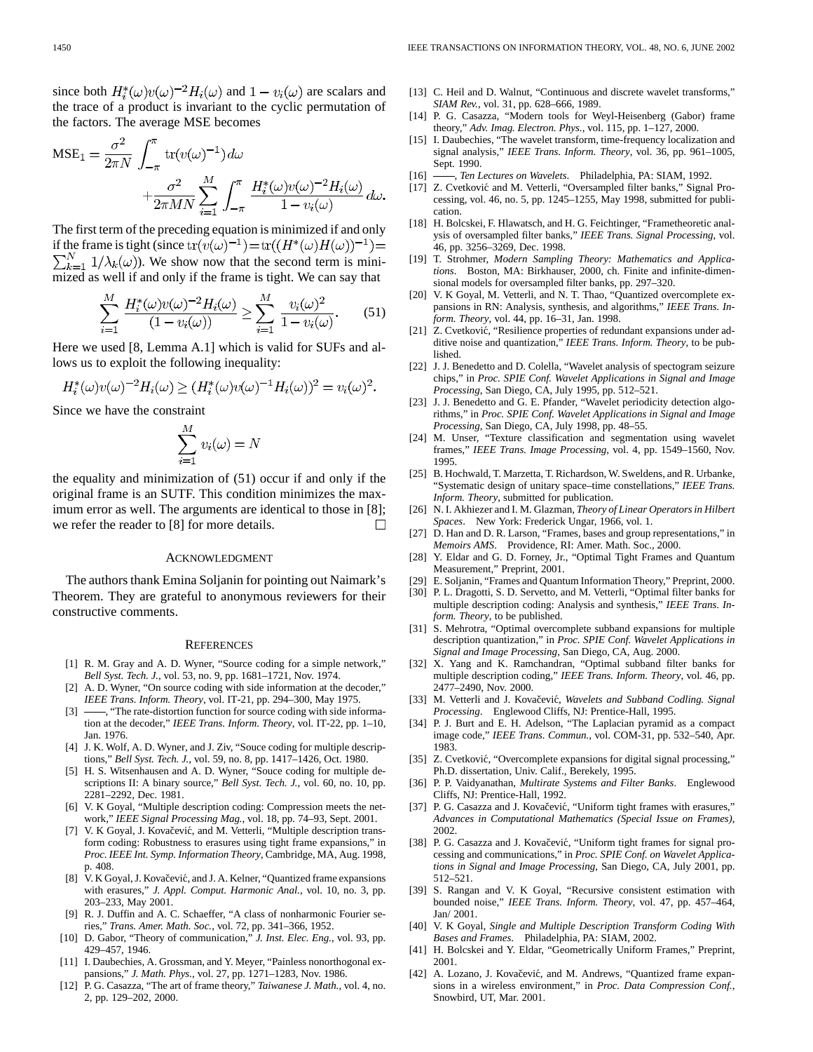since both $H_i^*(\omega)v(\omega)^{-2}H_i(\omega)$ and $1 - v_i(\omega)$ are scalars and the trace of a product is invariant to the cyclic permutation of the factors. The average MSE becomes

$$\mathrm{MSE}_1 = \frac{\sigma^2}{2\pi N}\int_{-\pi}^{\pi} \mathrm{tr}(v(\omega)^{-1})\,d\omega + \frac{\sigma^2}{2\pi MN}\sum_{i=1}^{M}\int_{-\pi}^{\pi}\frac{H_i^*(\omega)v(\omega)^{-2}H_i(\omega)}{1-v_i(\omega)}\,d\omega.$$

The first term of the preceding equation is minimized if and only if the frame is tight (since $\mathrm{tr}(v(\omega)^{-1}) = \mathrm{tr}((H^*(\omega)H(\omega))^{-1}) = \sum_{k=1}^{N} 1/\lambda_k(\omega)$). We show now that the second term is minimized as well if and only if the frame is tight. We can say that

$$\sum_{i=1}^{M}\frac{H_i^*(\omega)v(\omega)^{-2}H_i(\omega)}{(1-v_i(\omega))} \geq \sum_{i=1}^{M}\frac{v_i(\omega)^2}{1-v_i(\omega)}. \tag{51}$$

Here we used [8, Lemma A.1] which is valid for SUFs and allows us to exploit the following inequality:

$$H_i^*(\omega)v(\omega)^{-2}H_i(\omega) \geq (H_i^*(\omega)v(\omega)^{-1}H_i(\omega))^2 = v_i(\omega)^2.$$

Since we have the constraint

$$\sum_{i=1}^{M} v_i(\omega) = N$$

the equality and minimization of (51) occur if and only if the original frame is an SUTF. This condition minimizes the maximum error as well. The arguments are identical to those in [8]; we refer the reader to [8] for more details. □

## Acknowledgment

The authors thank Emina Soljanin for pointing out Naimark's Theorem. They are grateful to anonymous reviewers for their constructive comments.

## References

[1] R. M. Gray and A. D. Wyner, "Source coding for a simple network," *Bell Syst. Tech. J.*, vol. 53, no. 9, pp. 1681–1721, Nov. 1974.

[2] A. D. Wyner, "On source coding with side information at the decoder," *IEEE Trans. Inform. Theory*, vol. IT-21, pp. 294–300, May 1975.

[3] ——, "The rate-distortion function for source coding with side information at the decoder," *IEEE Trans. Inform. Theory*, vol. IT-22, pp. 1–10, Jan. 1976.

[4] J. K. Wolf, A. D. Wyner, and J. Ziv, "Souce coding for multiple descriptions," *Bell Syst. Tech. J.*, vol. 59, no. 8, pp. 1417–1426, Oct. 1980.

[5] H. S. Witsenhausen and A. D. Wyner, "Souce coding for multiple descriptions II: A binary source," *Bell Syst. Tech. J.*, vol. 60, no. 10, pp. 2281–2292, Dec. 1981.

[6] V. K Goyal, "Multiple description coding: Compression meets the network," *IEEE Signal Processing Mag.*, vol. 18, pp. 74–93, Sept. 2001.

[7] V. K Goyal, J. Kovačević, and M. Vetterli, "Multiple description transform coding: Robustness to erasures using tight frame expansions," in *Proc. IEEE Int. Symp. Information Theory*, Cambridge, MA, Aug. 1998, p. 408.

[8] V. K Goyal, J. Kovačević, and J. A. Kelner, "Quantized frame expansions with erasures," *J. Appl. Comput. Harmonic Anal.*, vol. 10, no. 3, pp. 203–233, May 2001.

[9] R. J. Duffin and A. C. Schaeffer, "A class of nonharmonic Fourier series," *Trans. Amer. Math. Soc.*, vol. 72, pp. 341–366, 1952.

[10] D. Gabor, "Theory of communication," *J. Inst. Elec. Eng.*, vol. 93, pp. 429–457, 1946.

[11] I. Daubechies, A. Grossman, and Y. Meyer, "Painless nonorthogonal expansions," *J. Math. Phys.*, vol. 27, pp. 1271–1283, Nov. 1986.

[12] P. G. Casazza, "The art of frame theory," *Taiwanese J. Math.*, vol. 4, no. 2, pp. 129–202, 2000.

[13] C. Heil and D. Walnut, "Continuous and discrete wavelet transforms," *SIAM Rev.*, vol. 31, pp. 628–666, 1989.

[14] P. G. Casazza, "Modern tools for Weyl-Heisenberg (Gabor) frame theory," *Adv. Imag. Electron. Phys.*, vol. 115, pp. 1–127, 2000.

[15] I. Daubechies, "The wavelet transform, time-frequency localization and signal analysis," *IEEE Trans. Inform. Theory*, vol. 36, pp. 961–1005, Sept. 1990.

[16] ——, *Ten Lectures on Wavelets*. Philadelphia, PA: SIAM, 1992.

[17] Z. Cvetković and M. Vetterli, "Oversampled filter banks," Signal Processing, vol. 46, no. 5, pp. 1245–1255, May 1998, submitted for publication.

[18] H. Bolcskei, F. Hlawatsch, and H. G. Feichtinger, "Frametheoretic analysis of oversampled filter banks," *IEEE Trans. Signal Processing*, vol. 46, pp. 3256–3269, Dec. 1998.

[19] T. Strohmer, *Modern Sampling Theory: Mathematics and Applications*. Boston, MA: Birkhauser, 2000, ch. Finite and infinite-dimensional models for oversampled filter banks, pp. 297–320.

[20] V. K Goyal, M. Vetterli, and N. T. Thao, "Quantized overcomplete expansions in RN: Analysis, synthesis, and algorithms," *IEEE Trans. Inform. Theory*, vol. 44, pp. 16–31, Jan. 1998.

[21] Z. Cvetković, "Resilience properties of redundant expansions under additive noise and quantization," *IEEE Trans. Inform. Theory*, to be published.

[22] J. J. Benedetto and D. Colella, "Wavelet analysis of spectogram seizure chips," in *Proc. SPIE Conf. Wavelet Applications in Signal and Image Processing*, San Diego, CA, July 1995, pp. 512–521.

[23] J. J. Benedetto and G. E. Pfander, "Wavelet periodicity detection algorithms," in *Proc. SPIE Conf. Wavelet Applications in Signal and Image Processing*, San Diego, CA, July 1998, pp. 48–55.

[24] M. Unser, "Texture classification and segmentation using wavelet frames," *IEEE Trans. Image Processing*, vol. 4, pp. 1549–1560, Nov. 1995.

[25] B. Hochwald, T. Marzetta, T. Richardson, W. Sweldens, and R. Urbanke, "Systematic design of unitary space–time constellations," *IEEE Trans. Inform. Theory*, submitted for publication.

[26] N. I. Akhiezer and I. M. Glazman, *Theory of Linear Operators in Hilbert Spaces*. New York: Frederick Ungar, 1966, vol. 1.

[27] D. Han and D. R. Larson, "Frames, bases and group representations," in *Memoirs AMS*. Providence, RI: Amer. Math. Soc., 2000.

[28] Y. Eldar and G. D. Forney, Jr., "Optimal Tight Frames and Quantum Measurement," Preprint, 2001.

[29] E. Soljanin, "Frames and Quantum Information Theory," Preprint, 2000.

[30] P. L. Dragotti, S. D. Servetto, and M. Vetterli, "Optimal filter banks for multiple description coding: Analysis and synthesis," *IEEE Trans. Inform. Theory*, to be published.

[31] S. Mehrotra, "Optimal overcomplete subband expansions for multiple description quantization," in *Proc. SPIE Conf. Wavelet Applications in Signal and Image Processing*, San Diego, CA, Aug. 2000.

[32] X. Yang and K. Ramchandran, "Optimal subband filter banks for multiple description coding," *IEEE Trans. Inform. Theory*, vol. 46, pp. 2477–2490, Nov. 2000.

[33] M. Vetterli and J. Kovačević, *Wavelets and Subband Codling. Signal Processing*. Englewood Cliffs, NJ: Prentice-Hall, 1995.

[34] P. J. Burt and E. H. Adelson, "The Laplacian pyramid as a compact image code," *IEEE Trans. Commun.*, vol. COM-31, pp. 532–540, Apr. 1983.

[35] Z. Cvetković, "Overcomplete expansions for digital signal processing," Ph.D. dissertation, Univ. Calif., Berekely, 1995.

[36] P. P. Vaidyanathan, *Multirate Systems and Filter Banks*. Englewood Cliffs, NJ: Prentice-Hall, 1992.

[37] P. G. Casazza and J. Kovačević, "Uniform tight frames with erasures," *Advances in Computational Mathematics (Special Issue on Frames)*, 2002.

[38] P. G. Casazza and J. Kovačević, "Uniform tight frames for signal processing and communications," in *Proc. SPIE Conf. on Wavelet Applications in Signal and Image Processing*, San Diego, CA, July 2001, pp. 512–521.

[39] S. Rangan and V. K Goyal, "Recursive consistent estimation with bounded noise," *IEEE Trans. Inform. Theory*, vol. 47, pp. 457–464, Jan/ 2001.

[40] V. K Goyal, *Single and Multiple Description Transform Coding With Bases and Frames*. Philadelphia, PA: SIAM, 2002.

[41] H. Bolcskei and Y. Eldar, "Geometrically Uniform Frames," Preprint, 2001.

[42] A. Lozano, J. Kovačević, and M. Andrews, "Quantized frame expansions in a wireless environment," in *Proc. Data Compression Conf.*, Snowbird, UT, Mar. 2001.